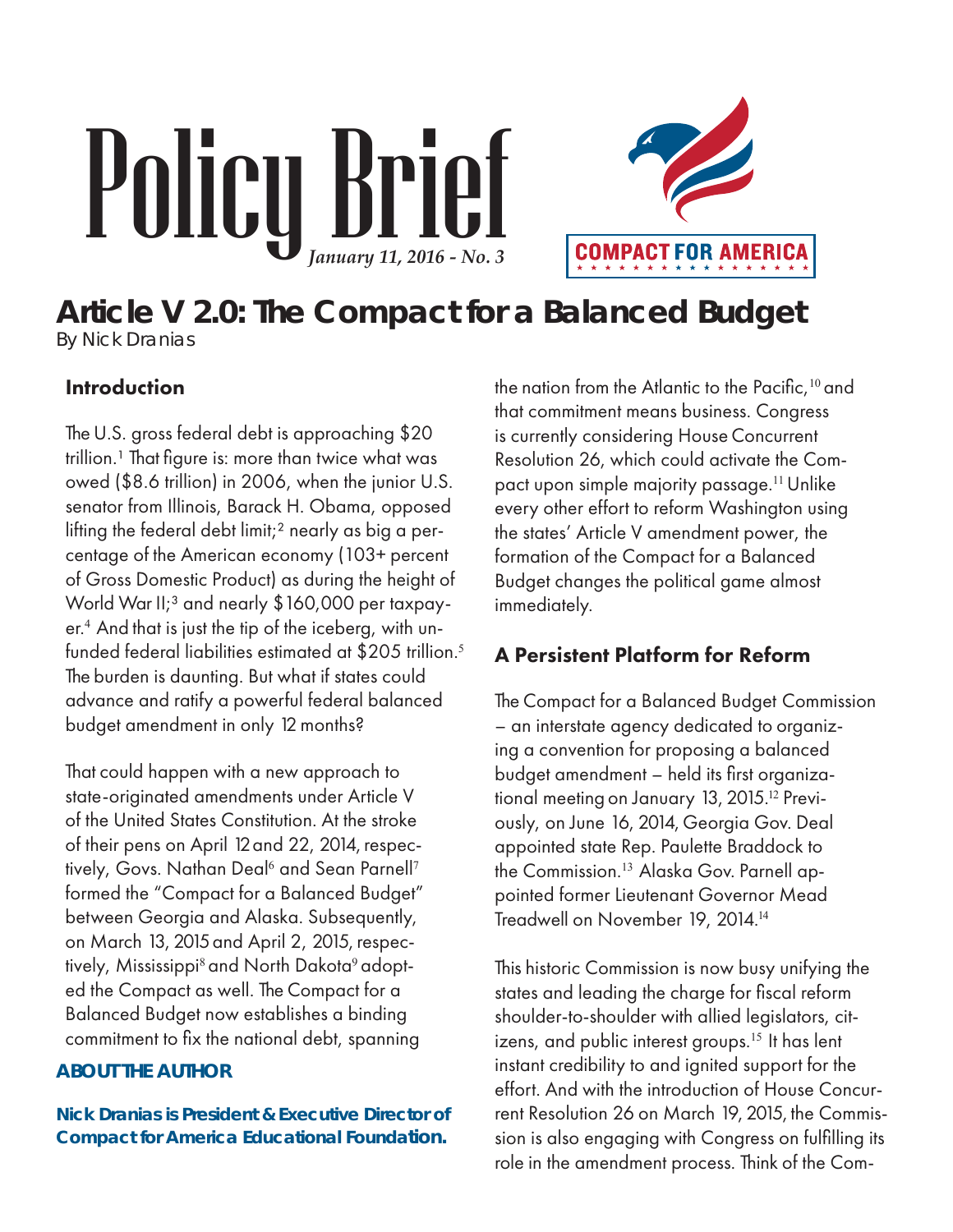# Policy Brief

*January 11, 2016 - No. 3*

COMPACT FOR AMERICA

## Article V 2.0: The Compact for a Balanced Budget

By Nick Dranias

### Introduction

The U.S. gross federal debt is approaching $20 trillion.[1] That figure is: more than twice what was owed ($8.6 trillion) in 2006, when the junior U.S. senator from Illinois, Barack H. Obama, opposed lifting the federal debt limit;[2] nearly as big a percentage of the American economy (103+ percent of Gross Domestic Product) as during the height of World War II;[3] and nearly $160,000 per taxpayer.[4] And that is just the tip of the iceberg, with unfunded federal liabilities estimated at $205 trillion.[5] The burden is daunting. But what if states could advance and ratify a powerful federal balanced budget amendment in only 12 months?

That could happen with a new approach to state-originated amendments under Article V of the United States Constitution. At the stroke of their pens on April 12 and 22, 2014, respectively, Govs. Nathan Deal[6] and Sean Parnell[7] formed the "Compact for a Balanced Budget" between Georgia and Alaska. Subsequently, on March 13, 2015 and April 2, 2015, respectively, Mississippi[8] and North Dakota[9] adopted the Compact as well. The Compact for a Balanced Budget now establishes a binding commitment to fix the national debt, spanning the nation from the Atlantic to the Pacific,[10] and that commitment means business. Congress is currently considering House Concurrent Resolution 26, which could activate the Compact upon simple majority passage.[11] Unlike every other effort to reform Washington using the states' Article V amendment power, the formation of the Compact for a Balanced Budget changes the political game almost immediately.

### A Persistent Platform for Reform

The Compact for a Balanced Budget Commission – an interstate agency dedicated to organizing a convention for proposing a balanced budget amendment – held its first organizational meeting on January 13, 2015.[12] Previously, on June 16, 2014, Georgia Gov. Deal appointed state Rep. Paulette Braddock to the Commission.[13] Alaska Gov. Parnell appointed former Lieutenant Governor Mead Treadwell on November 19, 2014.[14]

This historic Commission is now busy unifying the states and leading the charge for fiscal reform shoulder-to-shoulder with allied legislators, citizens, and public interest groups.[15] It has lent instant credibility to and ignited support for the effort. And with the introduction of House Concurrent Resolution 26 on March 19, 2015, the Commission is also engaging with Congress on fulfilling its role in the amendment process. Think of the Com-

**ABOUT THE AUTHOR**

**Nick Dranias is President & Executive Director of Compact for America Educational Foundation.**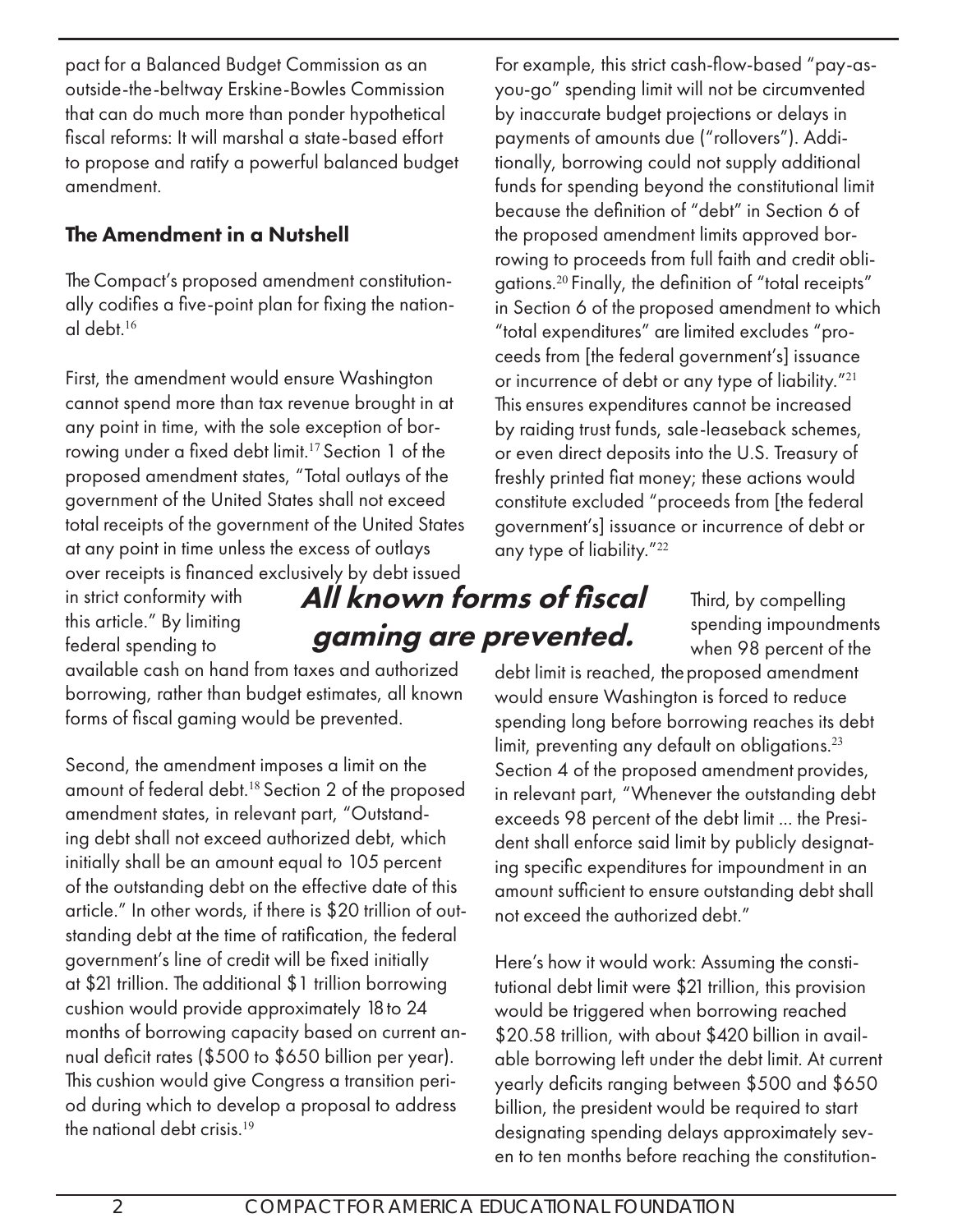pact for a Balanced Budget Commission as an outside-the-beltway Erskine-Bowles Commission that can do much more than ponder hypothetical fiscal reforms: It will marshal a state-based effort to propose and ratify a powerful balanced budget amendment.

### The Amendment in a Nutshell

The Compact's proposed amendment constitutionally codifies a five-point plan for fixing the national debt.[16]

First, the amendment would ensure Washington cannot spend more than tax revenue brought in at any point in time, with the sole exception of borrowing under a fixed debt limit.[17] Section 1 of the proposed amendment states, "Total outlays of the government of the United States shall not exceed total receipts of the government of the United States at any point in time unless the excess of outlays over receipts is financed exclusively by debt issued in strict conformity with this article." By limiting federal spending to available cash on hand from taxes and authorized borrowing, rather than budget estimates, all known forms of fiscal gaming would be prevented.

Second, the amendment imposes a limit on the amount of federal debt.[18] Section 2 of the proposed amendment states, in relevant part, "Outstanding debt shall not exceed authorized debt, which initially shall be an amount equal to 105 percent of the outstanding debt on the effective date of this article." In other words, if there is $20 trillion of outstanding debt at the time of ratification, the federal government's line of credit will be fixed initially at $21 trillion. The additional $1 trillion borrowing cushion would provide approximately 18 to 24 months of borrowing capacity based on current annual deficit rates ($500 to $650 billion per year). This cushion would give Congress a transition period during which to develop a proposal to address the national debt crisis.[19]

For example, this strict cash-flow-based "pay-as-you-go" spending limit will not be circumvented by inaccurate budget projections or delays in payments of amounts due ("rollovers"). Additionally, borrowing could not supply additional funds for spending beyond the constitutional limit because the definition of "debt" in Section 6 of the proposed amendment limits approved borrowing to proceeds from full faith and credit obligations.[20] Finally, the definition of "total receipts" in Section 6 of the proposed amendment to which "total expenditures" are limited excludes "proceeds from [the federal government's] issuance or incurrence of debt or any type of liability."[21] This ensures expenditures cannot be increased by raiding trust funds, sale-leaseback schemes, or even direct deposits into the U.S. Treasury of freshly printed fiat money; these actions would constitute excluded "proceeds from [the federal government's] issuance or incurrence of debt or any type of liability."[22]

***All known forms of fiscal gaming are prevented.***

Third, by compelling spending impoundments when 98 percent of the debt limit is reached, the proposed amendment would ensure Washington is forced to reduce spending long before borrowing reaches its debt limit, preventing any default on obligations.[23] Section 4 of the proposed amendment provides, in relevant part, "Whenever the outstanding debt exceeds 98 percent of the debt limit ... the President shall enforce said limit by publicly designating specific expenditures for impoundment in an amount sufficient to ensure outstanding debt shall not exceed the authorized debt."

Here's how it would work: Assuming the constitutional debt limit were $21 trillion, this provision would be triggered when borrowing reached $20.58 trillion, with about $420 billion in available borrowing left under the debt limit. At current yearly deficits ranging between $500 and $650 billion, the president would be required to start designating spending delays approximately seven to ten months before reaching the constitution-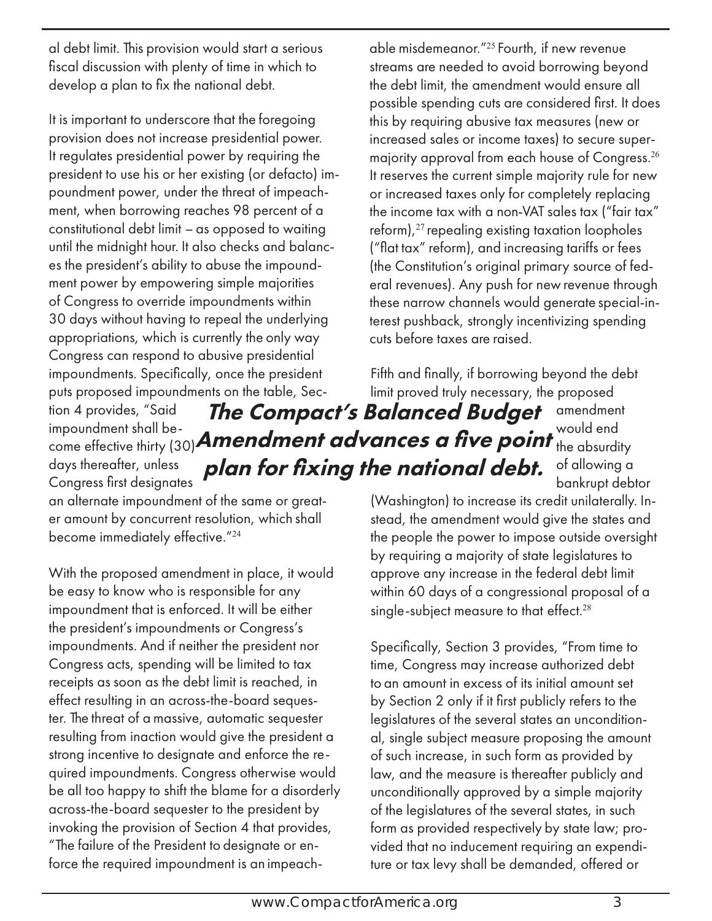al debt limit. This provision would start a serious fiscal discussion with plenty of time in which to develop a plan to fix the national debt.

It is important to underscore that the foregoing provision does not increase presidential power. It regulates presidential power by requiring the president to use his or her existing (or defacto) impoundment power, under the threat of impeachment, when borrowing reaches 98 percent of a constitutional debt limit – as opposed to waiting until the midnight hour. It also checks and balances the president's ability to abuse the impoundment power by empowering simple majorities of Congress to override impoundments within 30 days without having to repeal the underlying appropriations, which is currently the only way Congress can respond to abusive presidential impoundments. Specifically, once the president puts proposed impoundments on the table, Section 4 provides, "Said impoundment shall become effective thirty (30) days thereafter, unless Congress first designates an alternate impoundment of the same or greater amount by concurrent resolution, which shall become immediately effective."[24]

With the proposed amendment in place, it would be easy to know who is responsible for any impoundment that is enforced. It will be either the president's impoundments or Congress's impoundments. And if neither the president nor Congress acts, spending will be limited to tax receipts as soon as the debt limit is reached, in effect resulting in an across-the-board sequester. The threat of a massive, automatic sequester resulting from inaction would give the president a strong incentive to designate and enforce the required impoundments. Congress otherwise would be all too happy to shift the blame for a disorderly across-the-board sequester to the president by invoking the provision of Section 4 that provides, "The failure of the President to designate or enforce the required impoundment is an impeachable misdemeanor."[25] Fourth, if new revenue streams are needed to avoid borrowing beyond the debt limit, the amendment would ensure all possible spending cuts are considered first. It does this by requiring abusive tax measures (new or increased sales or income taxes) to secure supermajority approval from each house of Congress.[26] It reserves the current simple majority rule for new or increased taxes only for completely replacing the income tax with a non-VAT sales tax ("fair tax" reform),[27] repealing existing taxation loopholes ("flat tax" reform), and increasing tariffs or fees (the Constitution's original primary source of federal revenues). Any push for new revenue through these narrow channels would generate special-interest pushback, strongly incentivizing spending cuts before taxes are raised.

***The Compact's Balanced Budget Amendment advances a five point plan for fixing the national debt.***

Fifth and finally, if borrowing beyond the debt limit proved truly necessary, the proposed amendment would end the absurdity of allowing a bankrupt debtor (Washington) to increase its credit unilaterally. Instead, the amendment would give the states and the people the power to impose outside oversight by requiring a majority of state legislatures to approve any increase in the federal debt limit within 60 days of a congressional proposal of a single-subject measure to that effect.[28]

Specifically, Section 3 provides, "From time to time, Congress may increase authorized debt to an amount in excess of its initial amount set by Section 2 only if it first publicly refers to the legislatures of the several states an unconditional, single subject measure proposing the amount of such increase, in such form as provided by law, and the measure is thereafter publicly and unconditionally approved by a simple majority of the legislatures of the several states, in such form as provided respectively by state law; provided that no inducement requiring an expenditure or tax levy shall be demanded, offered or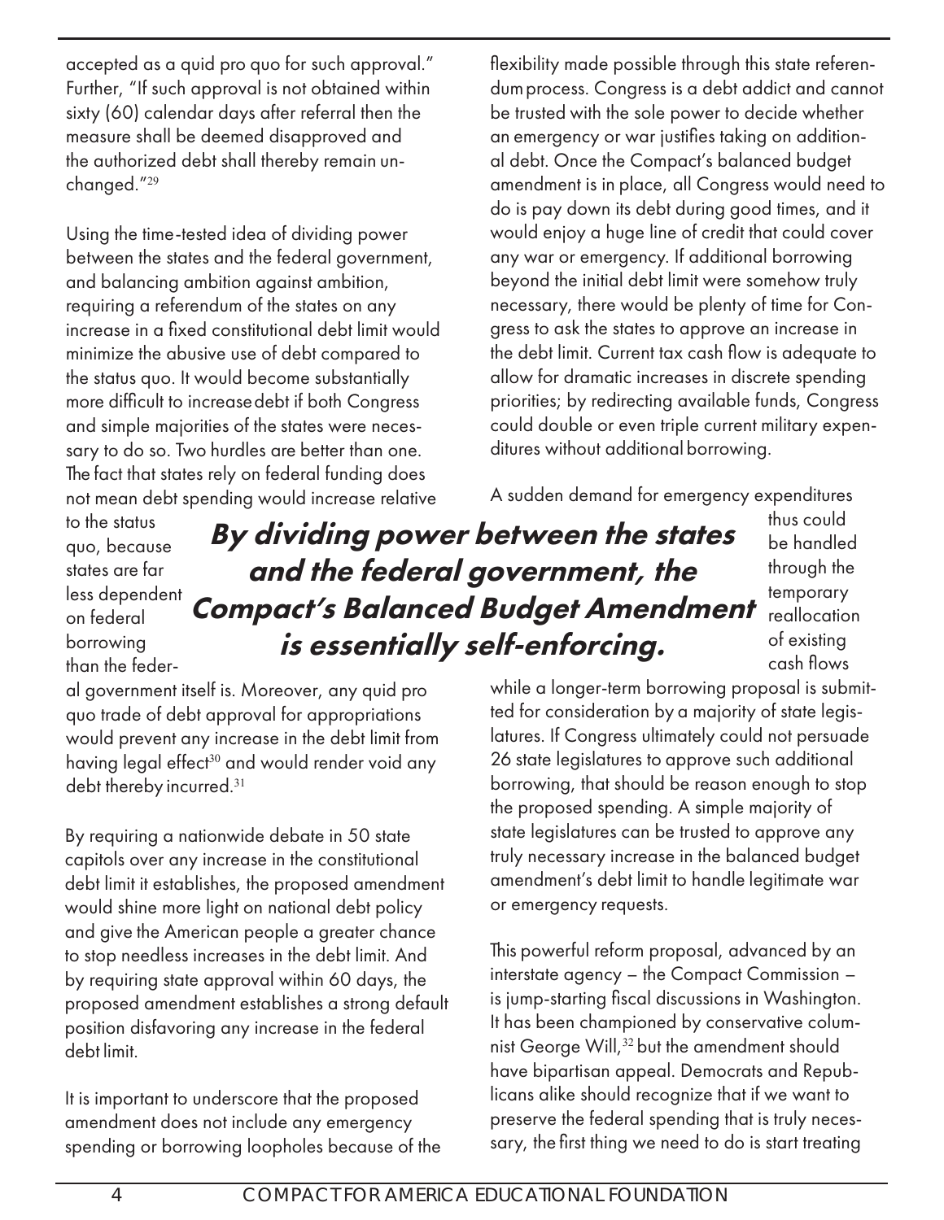accepted as a quid pro quo for such approval." Further, "If such approval is not obtained within sixty (60) calendar days after referral then the measure shall be deemed disapproved and the authorized debt shall thereby remain unchanged."[29]

Using the time-tested idea of dividing power between the states and the federal government, and balancing ambition against ambition, requiring a referendum of the states on any increase in a fixed constitutional debt limit would minimize the abusive use of debt compared to the status quo. It would become substantially more difficult to increase debt if both Congress and simple majorities of the states were necessary to do so. Two hurdles are better than one. The fact that states rely on federal funding does not mean debt spending would increase relative to the status quo, because states are far less dependent on federal borrowing than the federal government itself is. Moreover, any quid pro quo trade of debt approval for appropriations would prevent any increase in the debt limit from having legal effect[30] and would render void any debt thereby incurred.[31]

**_By dividing power between the states and the federal government, the Compact's Balanced Budget Amendment is essentially self-enforcing._**

By requiring a nationwide debate in 50 state capitols over any increase in the constitutional debt limit it establishes, the proposed amendment would shine more light on national debt policy and give the American people a greater chance to stop needless increases in the debt limit. And by requiring state approval within 60 days, the proposed amendment establishes a strong default position disfavoring any increase in the federal debt limit.

It is important to underscore that the proposed amendment does not include any emergency spending or borrowing loopholes because of the flexibility made possible through this state referendum process. Congress is a debt addict and cannot be trusted with the sole power to decide whether an emergency or war justifies taking on additional debt. Once the Compact's balanced budget amendment is in place, all Congress would need to do is pay down its debt during good times, and it would enjoy a huge line of credit that could cover any war or emergency. If additional borrowing beyond the initial debt limit were somehow truly necessary, there would be plenty of time for Congress to ask the states to approve an increase in the debt limit. Current tax cash flow is adequate to allow for dramatic increases in discrete spending priorities; by redirecting available funds, Congress could double or even triple current military expenditures without additional borrowing.

A sudden demand for emergency expenditures thus could be handled through the temporary reallocation of existing cash flows while a longer-term borrowing proposal is submitted for consideration by a majority of state legislatures. If Congress ultimately could not persuade 26 state legislatures to approve such additional borrowing, that should be reason enough to stop the proposed spending. A simple majority of state legislatures can be trusted to approve any truly necessary increase in the balanced budget amendment's debt limit to handle legitimate war or emergency requests.

This powerful reform proposal, advanced by an interstate agency – the Compact Commission – is jump-starting fiscal discussions in Washington. It has been championed by conservative columnist George Will,[32] but the amendment should have bipartisan appeal. Democrats and Republicans alike should recognize that if we want to preserve the federal spending that is truly necessary, the first thing we need to do is start treating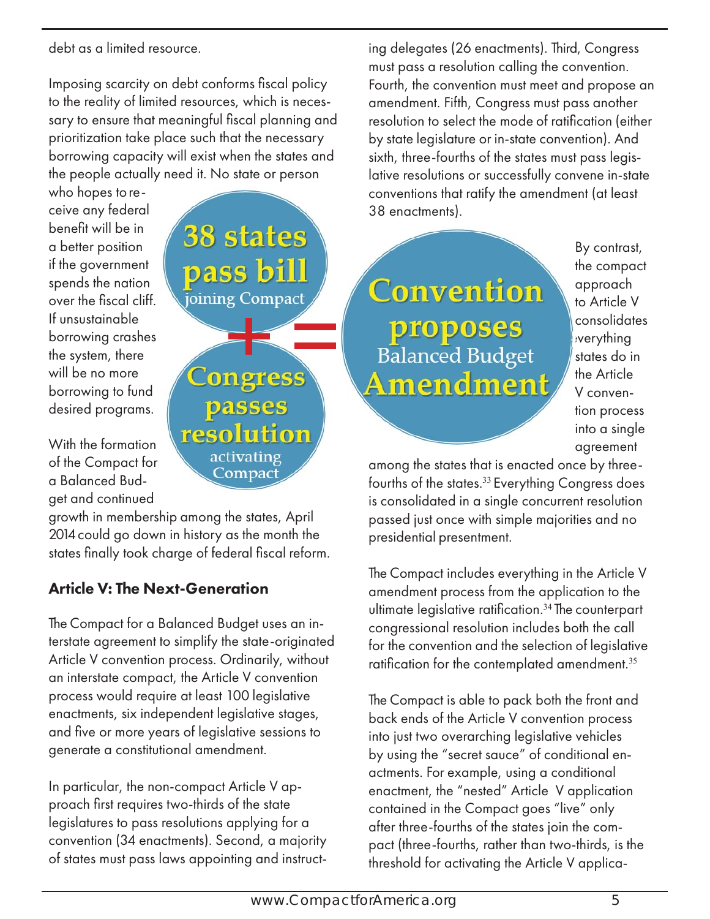debt as a limited resource.

Imposing scarcity on debt conforms fiscal policy to the reality of limited resources, which is necessary to ensure that meaningful fiscal planning and prioritization take place such that the necessary borrowing capacity will exist when the states and the people actually need it. No state or person who hopes to receive any federal benefit will be in a better position if the government spends the nation over the fiscal cliff. If unsustainable borrowing crashes the system, there will be no more borrowing to fund desired programs.

**38 states pass bill** joining Compact **+** **Congress passes resolution** activating Compact **=** **Convention proposes** Balanced Budget **Amendment**

With the formation of the Compact for a Balanced Budget and continued growth in membership among the states, April 2014 could go down in history as the month the states finally took charge of federal fiscal reform.

### Article V: The Next-Generation

The Compact for a Balanced Budget uses an interstate agreement to simplify the state-originated Article V convention process. Ordinarily, without an interstate compact, the Article V convention process would require at least 100 legislative enactments, six independent legislative stages, and five or more years of legislative sessions to generate a constitutional amendment.

In particular, the non-compact Article V approach first requires two-thirds of the state legislatures to pass resolutions applying for a convention (34 enactments). Second, a majority of states must pass laws appointing and instructing delegates (26 enactments). Third, Congress must pass a resolution calling the convention. Fourth, the convention must meet and propose an amendment. Fifth, Congress must pass another resolution to select the mode of ratification (either by state legislature or in-state convention). And sixth, three-fourths of the states must pass legislative resolutions or successfully convene in-state conventions that ratify the amendment (at least 38 enactments).

By contrast, the compact approach to Article V consolidates everything states do in the Article V convention process into a single agreement among the states that is enacted once by three-fourths of the states.[33] Everything Congress does is consolidated in a single concurrent resolution passed just once with simple majorities and no presidential presentment.

The Compact includes everything in the Article V amendment process from the application to the ultimate legislative ratification.[34] The counterpart congressional resolution includes both the call for the convention and the selection of legislative ratification for the contemplated amendment.[35]

The Compact is able to pack both the front and back ends of the Article V convention process into just two overarching legislative vehicles by using the "secret sauce" of conditional enactments. For example, using a conditional enactment, the "nested" Article V application contained in the Compact goes "live" only after three-fourths of the states join the compact (three-fourths, rather than two-thirds, is the threshold for activating the Article V applica-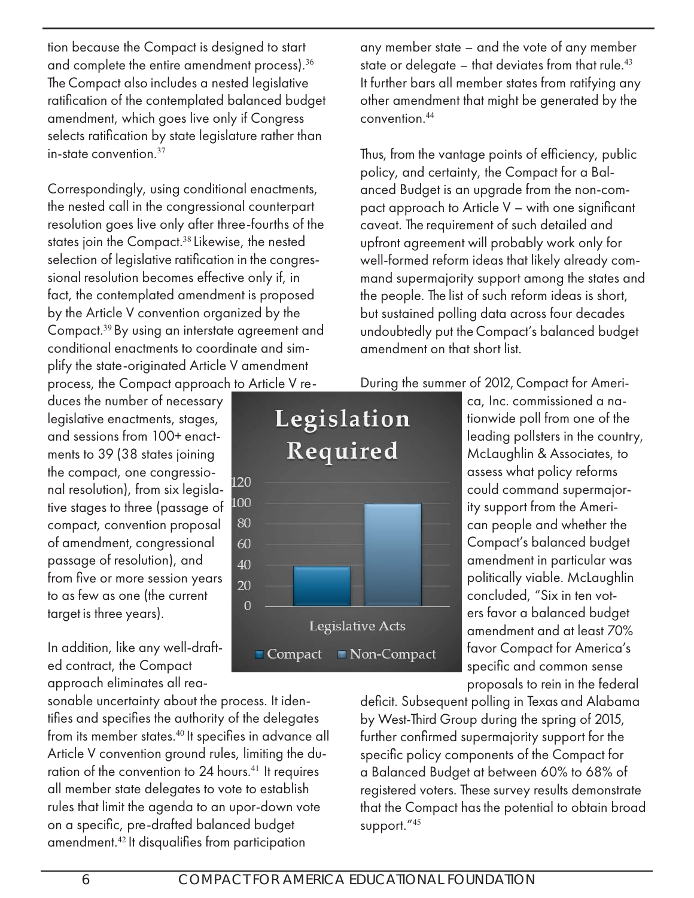tion because the Compact is designed to start and complete the entire amendment process).[36] The Compact also includes a nested legislative ratification of the contemplated balanced budget amendment, which goes live only if Congress selects ratification by state legislature rather than in-state convention.[37]

Correspondingly, using conditional enactments, the nested call in the congressional counterpart resolution goes live only after three-fourths of the states join the Compact.[38] Likewise, the nested selection of legislative ratification in the congressional resolution becomes effective only if, in fact, the contemplated amendment is proposed by the Article V convention organized by the Compact.[39] By using an interstate agreement and conditional enactments to coordinate and simplify the state-originated Article V amendment process, the Compact approach to Article V reduces the number of necessary legislative enactments, stages, and sessions from 100+ enactments to 39 (38 states joining the compact, one congressional resolution), from six legislative stages to three (passage of compact, convention proposal of amendment, congressional passage of resolution), and from five or more session years to as few as one (the current target is three years).

In addition, like any well-drafted contract, the Compact approach eliminates all reasonable uncertainty about the process. It identifies and specifies the authority of the delegates from its member states.[40] It specifies in advance all Article V convention ground rules, limiting the duration of the convention to 24 hours.[41] It requires all member state delegates to vote to establish rules that limit the agenda to an upor-down vote on a specific, pre-drafted balanced budget amendment.[42] It disqualifies from participation any member state – and the vote of any member state or delegate – that deviates from that rule.[43] It further bars all member states from ratifying any other amendment that might be generated by the convention.[44]

Thus, from the vantage points of efficiency, public policy, and certainty, the Compact for a Balanced Budget is an upgrade from the non-compact approach to Article V – with one significant caveat. The requirement of such detailed and upfront agreement will probably work only for well-formed reform ideas that likely already command supermajority support among the states and the people. The list of such reform ideas is short, but sustained polling data across four decades undoubtedly put the Compact's balanced budget amendment on that short list.

During the summer of 2012, Compact for America, Inc. commissioned a nationwide poll from one of the leading pollsters in the country, McLaughlin & Associates, to assess what policy reforms could command supermajority support from the American people and whether the Compact's balanced budget amendment in particular was politically viable. McLaughlin concluded, "Six in ten voters favor a balanced budget amendment and at least 70% favor Compact for America's specific and common sense proposals to rein in the federal deficit. Subsequent polling in Texas and Alabama by West-Third Group during the spring of 2015, further confirmed supermajority support for the specific policy components of the Compact for a Balanced Budget at between 60% to 68% of registered voters. These survey results demonstrate that the Compact has the potential to obtain broad support."[45]

**Legislation Required**

| Legislative Acts | Compact | Non-Compact |
|---|---|---|
| | 39 | 100 |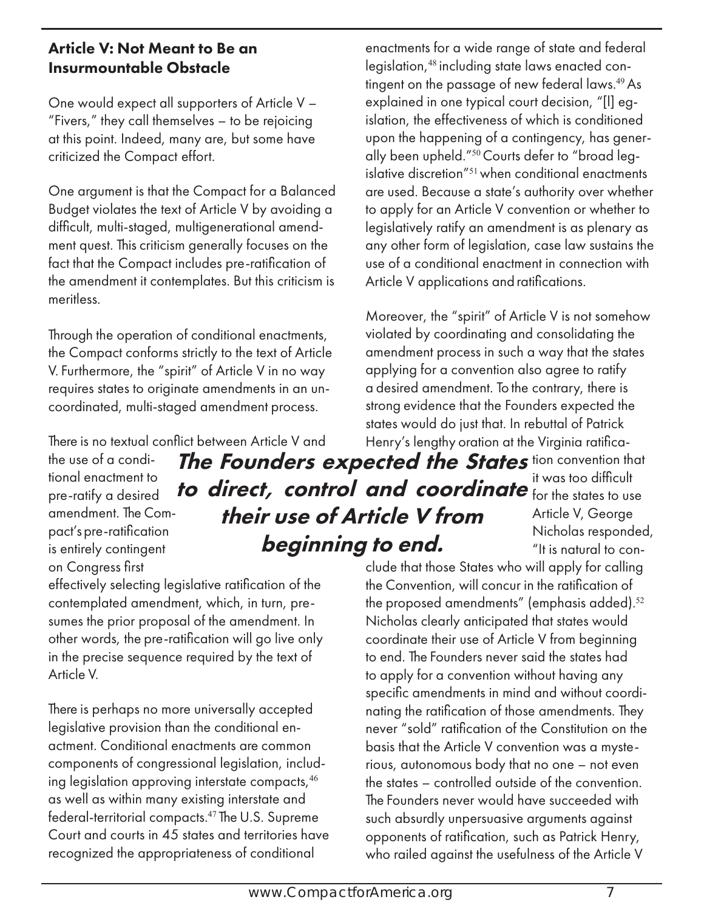### Article V: Not Meant to Be an Insurmountable Obstacle

One would expect all supporters of Article V – "Fivers," they call themselves – to be rejoicing at this point. Indeed, many are, but some have criticized the Compact effort.

One argument is that the Compact for a Balanced Budget violates the text of Article V by avoiding a difficult, multi-staged, multigenerational amendment quest. This criticism generally focuses on the fact that the Compact includes pre-ratification of the amendment it contemplates. But this criticism is meritless.

Through the operation of conditional enactments, the Compact conforms strictly to the text of Article V. Furthermore, the "spirit" of Article V in no way requires states to originate amendments in an uncoordinated, multi-staged amendment process.

There is no textual conflict between Article V and the use of a conditional enactment to pre-ratify a desired amendment. The Compact's pre-ratification is entirely contingent on Congress first effectively selecting legislative ratification of the contemplated amendment, which, in turn, presumes the prior proposal of the amendment. In other words, the pre-ratification will go live only in the precise sequence required by the text of Article V.

There is perhaps no more universally accepted legislative provision than the conditional enactment. Conditional enactments are common components of congressional legislation, including legislation approving interstate compacts,[46] as well as within many existing interstate and federal-territorial compacts.[47] The U.S. Supreme Court and courts in 45 states and territories have recognized the appropriateness of conditional enactments for a wide range of state and federal legislation,[48] including state laws enacted contingent on the passage of new federal laws.[49] As explained in one typical court decision, "[l]egislation, the effectiveness of which is conditioned upon the happening of a contingency, has generally been upheld."[50] Courts defer to "broad legislative discretion"[51] when conditional enactments are used. Because a state's authority over whether to apply for an Article V convention or whether to legislatively ratify an amendment is as plenary as any other form of legislation, case law sustains the use of a conditional enactment in connection with Article V applications and ratifications.

Moreover, the "spirit" of Article V is not somehow violated by coordinating and consolidating the amendment process in such a way that the states applying for a convention also agree to ratify a desired amendment. To the contrary, there is strong evidence that the Founders expected the states would do just that. In rebuttal of Patrick Henry's lengthy oration at the Virginia ratification convention that it was too difficult for the states to use Article V, George Nicholas responded, "It is natural to conclude that those States who will apply for calling the Convention, will concur in the ratification of the proposed amendments" (emphasis added).[52] Nicholas clearly anticipated that states would coordinate their use of Article V from beginning to end. The Founders never said the states had to apply for a convention without having any specific amendments in mind and without coordinating the ratification of those amendments. They never "sold" ratification of the Constitution on the basis that the Article V convention was a mysterious, autonomous body that no one – not even the states – controlled outside of the convention. The Founders never would have succeeded with such absurdly unpersuasive arguments against opponents of ratification, such as Patrick Henry, who railed against the usefulness of the Article V

> ***The Founders expected the States to direct, control and coordinate their use of Article V from beginning to end.***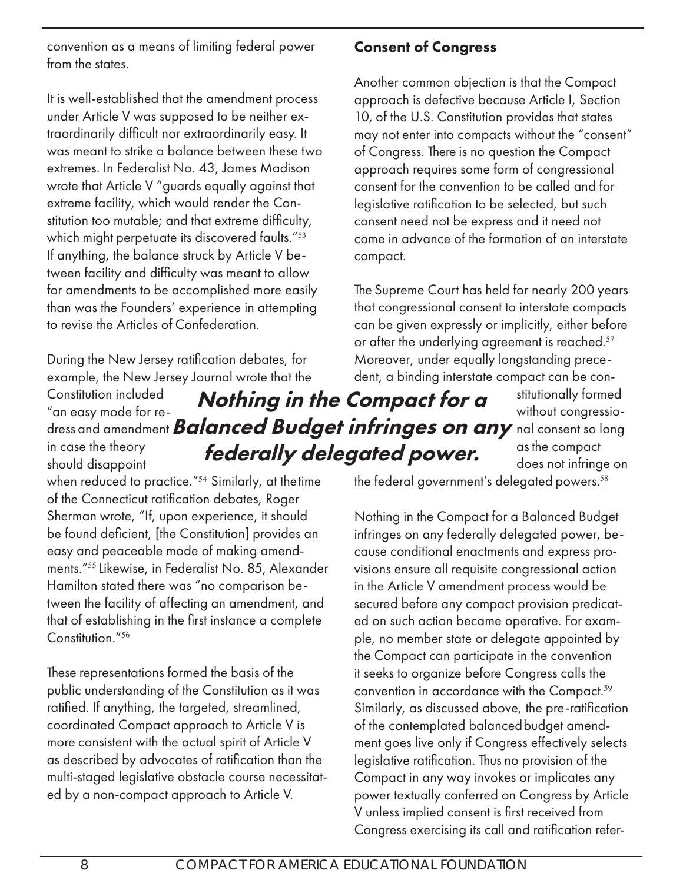convention as a means of limiting federal power from the states.

It is well-established that the amendment process under Article V was supposed to be neither extraordinarily difficult nor extraordinarily easy. It was meant to strike a balance between these two extremes. In Federalist No. 43, James Madison wrote that Article V "guards equally against that extreme facility, which would render the Constitution too mutable; and that extreme difficulty, which might perpetuate its discovered faults."[53] If anything, the balance struck by Article V between facility and difficulty was meant to allow for amendments to be accomplished more easily than was the Founders' experience in attempting to revise the Articles of Confederation.

During the New Jersey ratification debates, for example, the New Jersey Journal wrote that the Constitution included "an easy mode for redress and amendment in case the theory should disappoint when reduced to practice."[54] Similarly, at the time of the Connecticut ratification debates, Roger Sherman wrote, "If, upon experience, it should be found deficient, [the Constitution] provides an easy and peaceable mode of making amendments."[55] Likewise, in Federalist No. 85, Alexander Hamilton stated there was "no comparison between the facility of affecting an amendment, and that of establishing in the first instance a complete Constitution."[56]

These representations formed the basis of the public understanding of the Constitution as it was ratified. If anything, the targeted, streamlined, coordinated Compact approach to Article V is more consistent with the actual spirit of Article V as described by advocates of ratification than the multi-staged legislative obstacle course necessitated by a non-compact approach to Article V.

### Consent of Congress

Another common objection is that the Compact approach is defective because Article I, Section 10, of the U.S. Constitution provides that states may not enter into compacts without the "consent" of Congress. There is no question the Compact approach requires some form of congressional consent for the convention to be called and for legislative ratification to be selected, but such consent need not be express and it need not come in advance of the formation of an interstate compact.

The Supreme Court has held for nearly 200 years that congressional consent to interstate compacts can be given expressly or implicitly, either before or after the underlying agreement is reached.[57] Moreover, under equally longstanding precedent, a binding interstate compact can be constitutionally formed without congressional consent so long as the compact does not infringe on the federal government's delegated powers.[58]

***Nothing in the Compact for a Balanced Budget infringes on any federally delegated power.***

Nothing in the Compact for a Balanced Budget infringes on any federally delegated power, because conditional enactments and express provisions ensure all requisite congressional action in the Article V amendment process would be secured before any compact provision predicated on such action became operative. For example, no member state or delegate appointed by the Compact can participate in the convention it seeks to organize before Congress calls the convention in accordance with the Compact.[59] Similarly, as discussed above, the pre-ratification of the contemplated balanced budget amendment goes live only if Congress effectively selects legislative ratification. Thus no provision of the Compact in any way invokes or implicates any power textually conferred on Congress by Article V unless implied consent is first received from Congress exercising its call and ratification refer-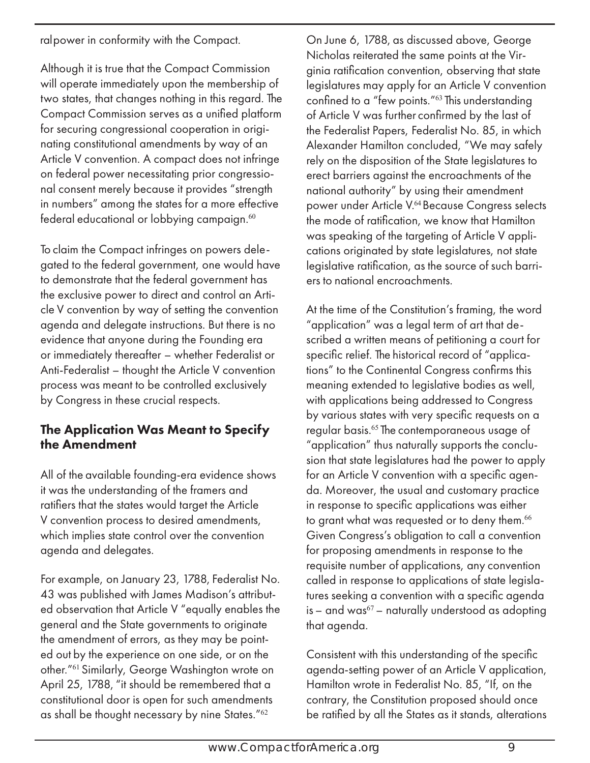ral power in conformity with the Compact.

Although it is true that the Compact Commission will operate immediately upon the membership of two states, that changes nothing in this regard. The Compact Commission serves as a unified platform for securing congressional cooperation in originating constitutional amendments by way of an Article V convention. A compact does not infringe on federal power necessitating prior congressional consent merely because it provides "strength in numbers" among the states for a more effective federal educational or lobbying campaign.[60]

To claim the Compact infringes on powers delegated to the federal government, one would have to demonstrate that the federal government has the exclusive power to direct and control an Article V convention by way of setting the convention agenda and delegate instructions. But there is no evidence that anyone during the Founding era or immediately thereafter – whether Federalist or Anti-Federalist – thought the Article V convention process was meant to be controlled exclusively by Congress in these crucial respects.

### The Application Was Meant to Specify the Amendment

All of the available founding-era evidence shows it was the understanding of the framers and ratifiers that the states would target the Article V convention process to desired amendments, which implies state control over the convention agenda and delegates.

For example, on January 23, 1788, Federalist No. 43 was published with James Madison's attributed observation that Article V "equally enables the general and the State governments to originate the amendment of errors, as they may be pointed out by the experience on one side, or on the other."[61] Similarly, George Washington wrote on April 25, 1788, "it should be remembered that a constitutional door is open for such amendments as shall be thought necessary by nine States."[62]

On June 6, 1788, as discussed above, George Nicholas reiterated the same points at the Virginia ratification convention, observing that state legislatures may apply for an Article V convention confined to a "few points."[63] This understanding of Article V was further confirmed by the last of the Federalist Papers, Federalist No. 85, in which Alexander Hamilton concluded, "We may safely rely on the disposition of the State legislatures to erect barriers against the encroachments of the national authority" by using their amendment power under Article V.[64] Because Congress selects the mode of ratification, we know that Hamilton was speaking of the targeting of Article V applications originated by state legislatures, not state legislative ratification, as the source of such barriers to national encroachments.

At the time of the Constitution's framing, the word "application" was a legal term of art that described a written means of petitioning a court for specific relief. The historical record of "applications" to the Continental Congress confirms this meaning extended to legislative bodies as well, with applications being addressed to Congress by various states with very specific requests on a regular basis.[65] The contemporaneous usage of "application" thus naturally supports the conclusion that state legislatures had the power to apply for an Article V convention with a specific agenda. Moreover, the usual and customary practice in response to specific applications was either to grant what was requested or to deny them.[66] Given Congress's obligation to call a convention for proposing amendments in response to the requisite number of applications, any convention called in response to applications of state legislatures seeking a convention with a specific agenda is – and was[67] – naturally understood as adopting that agenda.

Consistent with this understanding of the specific agenda-setting power of an Article V application, Hamilton wrote in Federalist No. 85, "If, on the contrary, the Constitution proposed should once be ratified by all the States as it stands, alterations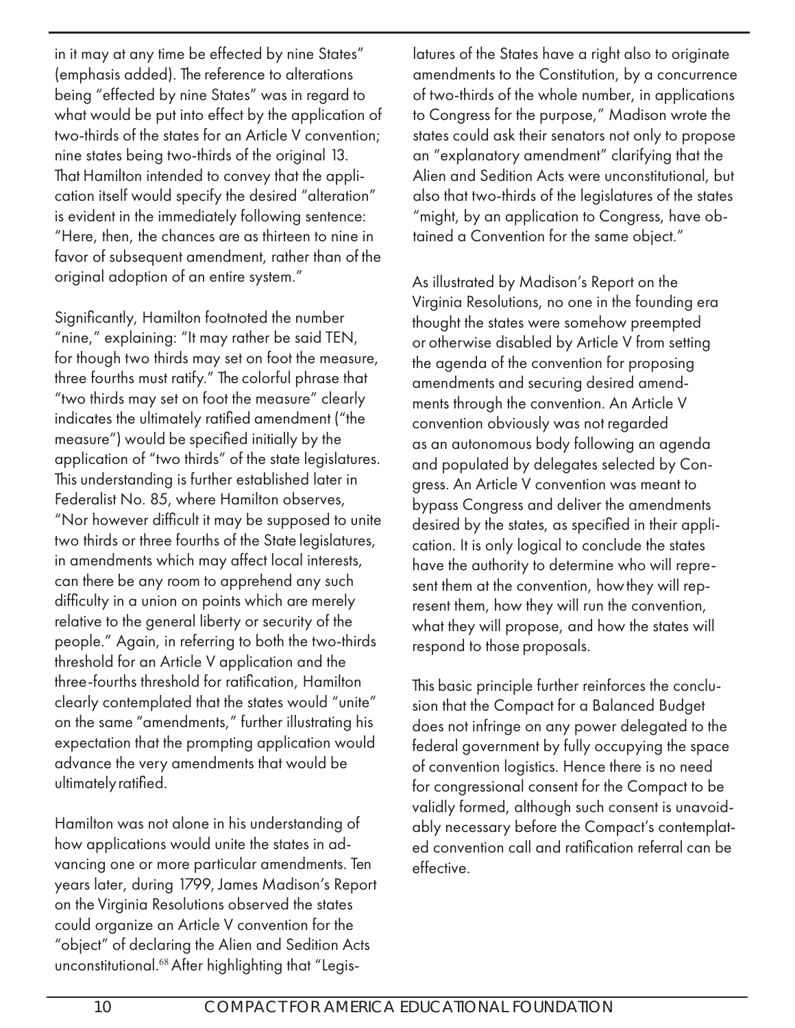in it may at any time be effected by nine States" (emphasis added). The reference to alterations being "effected by nine States" was in regard to what would be put into effect by the application of two-thirds of the states for an Article V convention; nine states being two-thirds of the original 13. That Hamilton intended to convey that the application itself would specify the desired "alteration" is evident in the immediately following sentence: "Here, then, the chances are as thirteen to nine in favor of subsequent amendment, rather than of the original adoption of an entire system."

Significantly, Hamilton footnoted the number "nine," explaining: "It may rather be said TEN, for though two thirds may set on foot the measure, three fourths must ratify." The colorful phrase that "two thirds may set on foot the measure" clearly indicates the ultimately ratified amendment ("the measure") would be specified initially by the application of "two thirds" of the state legislatures. This understanding is further established later in Federalist No. 85, where Hamilton observes, "Nor however difficult it may be supposed to unite two thirds or three fourths of the State legislatures, in amendments which may affect local interests, can there be any room to apprehend any such difficulty in a union on points which are merely relative to the general liberty or security of the people." Again, in referring to both the two-thirds threshold for an Article V application and the three-fourths threshold for ratification, Hamilton clearly contemplated that the states would "unite" on the same "amendments," further illustrating his expectation that the prompting application would advance the very amendments that would be ultimately ratified.

Hamilton was not alone in his understanding of how applications would unite the states in advancing one or more particular amendments. Ten years later, during 1799, James Madison's Report on the Virginia Resolutions observed the states could organize an Article V convention for the "object" of declaring the Alien and Sedition Acts unconstitutional.[68] After highlighting that "Legislatures of the States have a right also to originate amendments to the Constitution, by a concurrence of two-thirds of the whole number, in applications to Congress for the purpose," Madison wrote the states could ask their senators not only to propose an "explanatory amendment" clarifying that the Alien and Sedition Acts were unconstitutional, but also that two-thirds of the legislatures of the states "might, by an application to Congress, have obtained a Convention for the same object."

As illustrated by Madison's Report on the Virginia Resolutions, no one in the founding era thought the states were somehow preempted or otherwise disabled by Article V from setting the agenda of the convention for proposing amendments and securing desired amendments through the convention. An Article V convention obviously was not regarded as an autonomous body following an agenda and populated by delegates selected by Congress. An Article V convention was meant to bypass Congress and deliver the amendments desired by the states, as specified in their application. It is only logical to conclude the states have the authority to determine who will represent them at the convention, how they will represent them, how they will run the convention, what they will propose, and how the states will respond to those proposals.

This basic principle further reinforces the conclusion that the Compact for a Balanced Budget does not infringe on any power delegated to the federal government by fully occupying the space of convention logistics. Hence there is no need for congressional consent for the Compact to be validly formed, although such consent is unavoidably necessary before the Compact's contemplated convention call and ratification referral can be effective.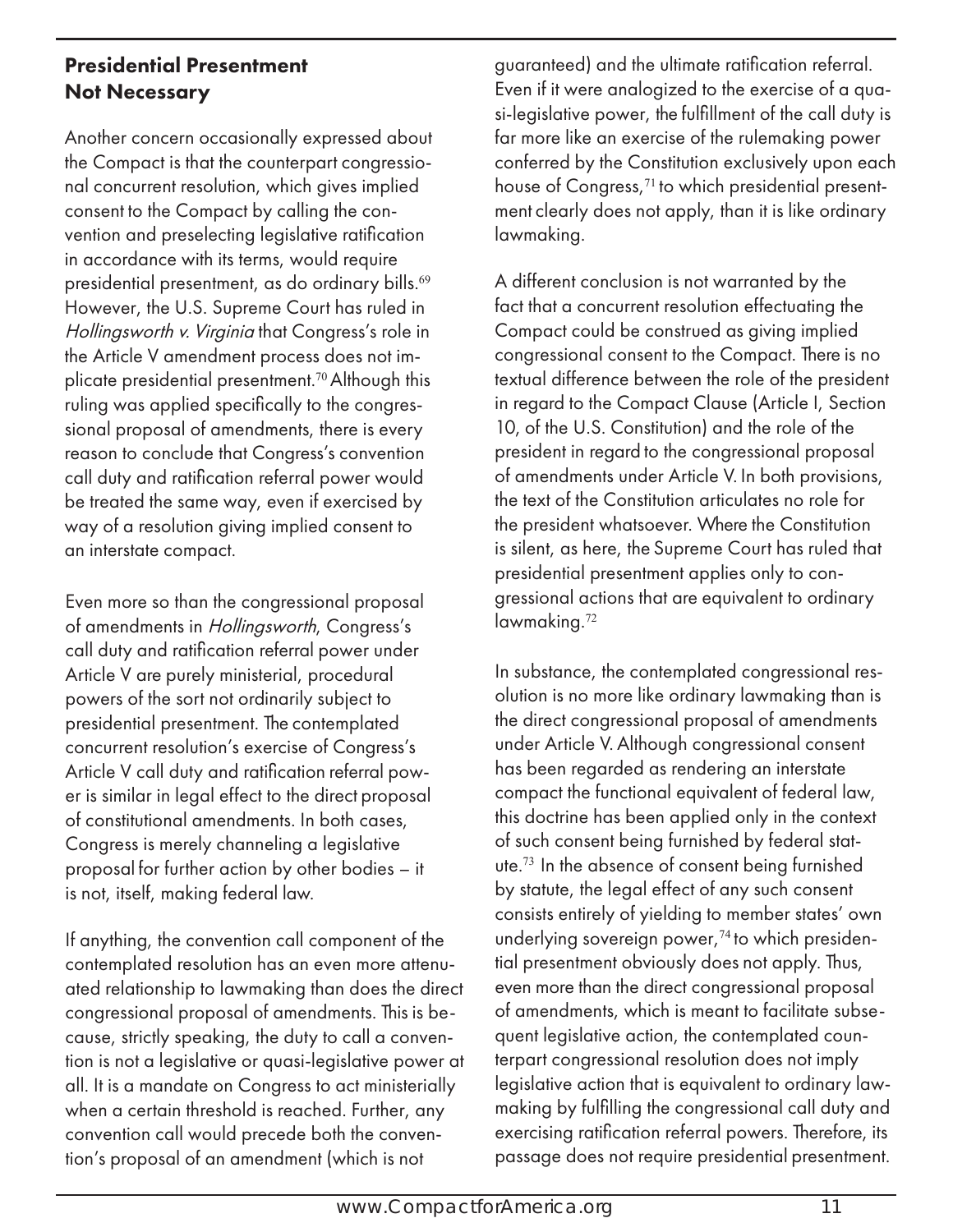## Presidential Presentment Not Necessary

Another concern occasionally expressed about the Compact is that the counterpart congressional concurrent resolution, which gives implied consent to the Compact by calling the convention and preselecting legislative ratification in accordance with its terms, would require presidential presentment, as do ordinary bills.[69] However, the U.S. Supreme Court has ruled in *Hollingsworth v. Virginia* that Congress's role in the Article V amendment process does not implicate presidential presentment.[70] Although this ruling was applied specifically to the congressional proposal of amendments, there is every reason to conclude that Congress's convention call duty and ratification referral power would be treated the same way, even if exercised by way of a resolution giving implied consent to an interstate compact.

Even more so than the congressional proposal of amendments in *Hollingsworth*, Congress's call duty and ratification referral power under Article V are purely ministerial, procedural powers of the sort not ordinarily subject to presidential presentment. The contemplated concurrent resolution's exercise of Congress's Article V call duty and ratification referral power is similar in legal effect to the direct proposal of constitutional amendments. In both cases, Congress is merely channeling a legislative proposal for further action by other bodies – it is not, itself, making federal law.

If anything, the convention call component of the contemplated resolution has an even more attenuated relationship to lawmaking than does the direct congressional proposal of amendments. This is because, strictly speaking, the duty to call a convention is not a legislative or quasi-legislative power at all. It is a mandate on Congress to act ministerially when a certain threshold is reached. Further, any convention call would precede both the convention's proposal of an amendment (which is not guaranteed) and the ultimate ratification referral. Even if it were analogized to the exercise of a quasi-legislative power, the fulfillment of the call duty is far more like an exercise of the rulemaking power conferred by the Constitution exclusively upon each house of Congress,[71] to which presidential presentment clearly does not apply, than it is like ordinary lawmaking.

A different conclusion is not warranted by the fact that a concurrent resolution effectuating the Compact could be construed as giving implied congressional consent to the Compact. There is no textual difference between the role of the president in regard to the Compact Clause (Article I, Section 10, of the U.S. Constitution) and the role of the president in regard to the congressional proposal of amendments under Article V. In both provisions, the text of the Constitution articulates no role for the president whatsoever. Where the Constitution is silent, as here, the Supreme Court has ruled that presidential presentment applies only to congressional actions that are equivalent to ordinary lawmaking.[72]

In substance, the contemplated congressional resolution is no more like ordinary lawmaking than is the direct congressional proposal of amendments under Article V. Although congressional consent has been regarded as rendering an interstate compact the functional equivalent of federal law, this doctrine has been applied only in the context of such consent being furnished by federal statute.[73] In the absence of consent being furnished by statute, the legal effect of any such consent consists entirely of yielding to member states' own underlying sovereign power,[74] to which presidential presentment obviously does not apply. Thus, even more than the direct congressional proposal of amendments, which is meant to facilitate subsequent legislative action, the contemplated counterpart congressional resolution does not imply legislative action that is equivalent to ordinary lawmaking by fulfilling the congressional call duty and exercising ratification referral powers. Therefore, its passage does not require presidential presentment.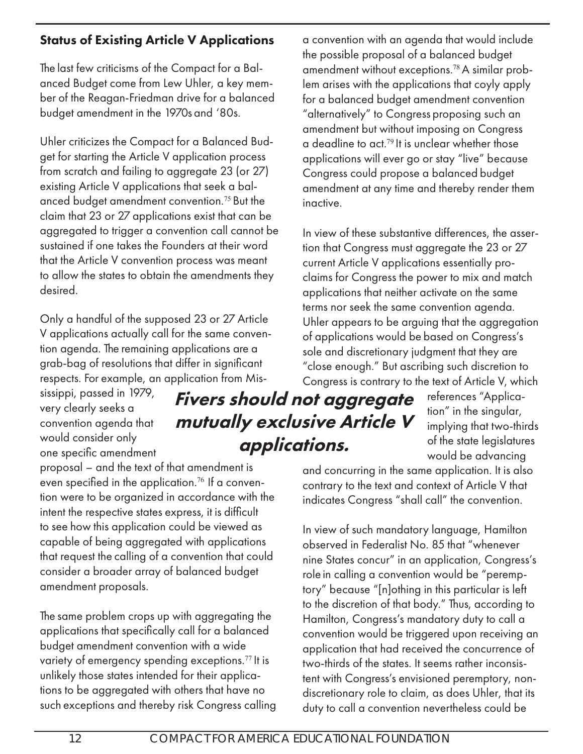### Status of Existing Article V Applications

The last few criticisms of the Compact for a Balanced Budget come from Lew Uhler, a key member of the Reagan-Friedman drive for a balanced budget amendment in the 1970s and '80s.

Uhler criticizes the Compact for a Balanced Budget for starting the Article V application process from scratch and failing to aggregate 23 (or 27) existing Article V applications that seek a balanced budget amendment convention.[75] But the claim that 23 or 27 applications exist that can be aggregated to trigger a convention call cannot be sustained if one takes the Founders at their word that the Article V convention process was meant to allow the states to obtain the amendments they desired.

Only a handful of the supposed 23 or 27 Article V applications actually call for the same convention agenda. The remaining applications are a grab-bag of resolutions that differ in significant respects. For example, an application from Mississippi, passed in 1979, very clearly seeks a convention agenda that would consider only one specific amendment proposal – and the text of that amendment is even specified in the application.[76] If a convention were to be organized in accordance with the intent the respective states express, it is difficult to see how this application could be viewed as capable of being aggregated with applications that request the calling of a convention that could consider a broader array of balanced budget amendment proposals.

***Fivers should not aggregate mutually exclusive Article V applications.***

The same problem crops up with aggregating the applications that specifically call for a balanced budget amendment convention with a wide variety of emergency spending exceptions.[77] It is unlikely those states intended for their applications to be aggregated with others that have no such exceptions and thereby risk Congress calling a convention with an agenda that would include the possible proposal of a balanced budget amendment without exceptions.[78] A similar problem arises with the applications that coyly apply for a balanced budget amendment convention "alternatively" to Congress proposing such an amendment but without imposing on Congress a deadline to act.[79] It is unclear whether those applications will ever go or stay "live" because Congress could propose a balanced budget amendment at any time and thereby render them inactive.

In view of these substantive differences, the assertion that Congress must aggregate the 23 or 27 current Article V applications essentially proclaims for Congress the power to mix and match applications that neither activate on the same terms nor seek the same convention agenda. Uhler appears to be arguing that the aggregation of applications would be based on Congress's sole and discretionary judgment that they are "close enough." But ascribing such discretion to Congress is contrary to the text of Article V, which references "Application" in the singular, implying that two-thirds of the state legislatures would be advancing and concurring in the same application. It is also contrary to the text and context of Article V that indicates Congress "shall call" the convention.

In view of such mandatory language, Hamilton observed in Federalist No. 85 that "whenever nine States concur" in an application, Congress's role in calling a convention would be "peremptory" because "[n]othing in this particular is left to the discretion of that body." Thus, according to Hamilton, Congress's mandatory duty to call a convention would be triggered upon receiving an application that had received the concurrence of two-thirds of the states. It seems rather inconsistent with Congress's envisioned peremptory, non-discretionary role to claim, as does Uhler, that its duty to call a convention nevertheless could be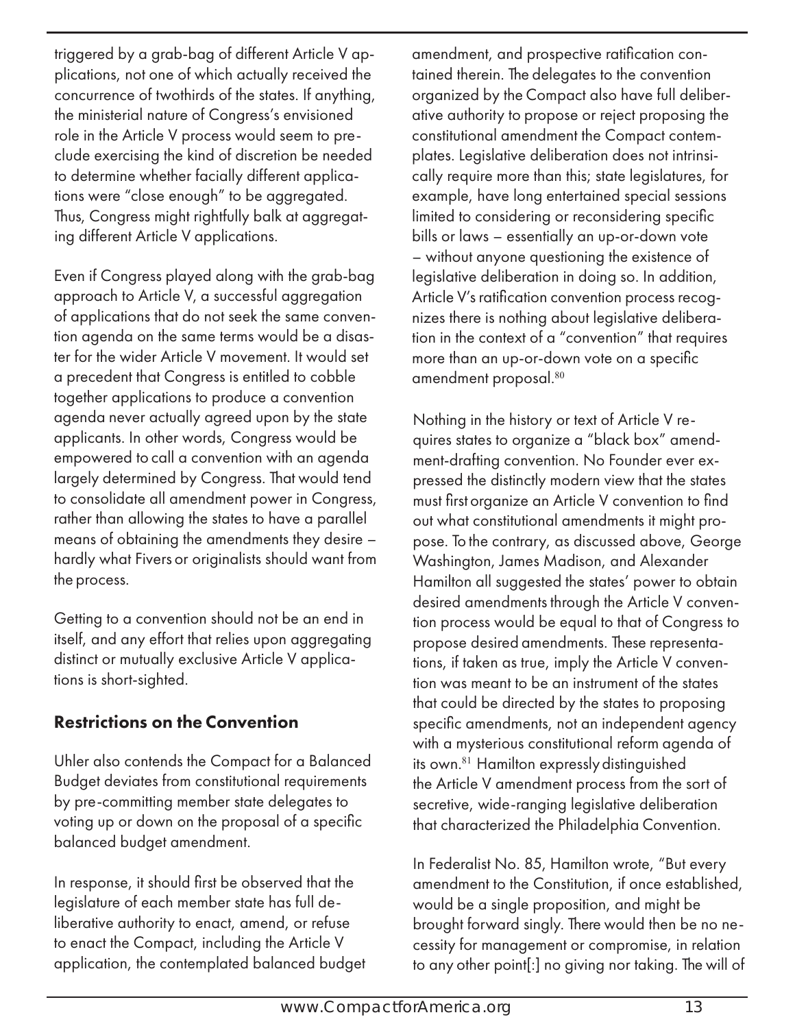triggered by a grab-bag of different Article V applications, not one of which actually received the concurrence of twothirds of the states. If anything, the ministerial nature of Congress's envisioned role in the Article V process would seem to preclude exercising the kind of discretion be needed to determine whether facially different applications were "close enough" to be aggregated. Thus, Congress might rightfully balk at aggregating different Article V applications.

Even if Congress played along with the grab-bag approach to Article V, a successful aggregation of applications that do not seek the same convention agenda on the same terms would be a disaster for the wider Article V movement. It would set a precedent that Congress is entitled to cobble together applications to produce a convention agenda never actually agreed upon by the state applicants. In other words, Congress would be empowered to call a convention with an agenda largely determined by Congress. That would tend to consolidate all amendment power in Congress, rather than allowing the states to have a parallel means of obtaining the amendments they desire – hardly what Fivers or originalists should want from the process.

Getting to a convention should not be an end in itself, and any effort that relies upon aggregating distinct or mutually exclusive Article V applications is short-sighted.

## Restrictions on the Convention

Uhler also contends the Compact for a Balanced Budget deviates from constitutional requirements by pre-committing member state delegates to voting up or down on the proposal of a specific balanced budget amendment.

In response, it should first be observed that the legislature of each member state has full deliberative authority to enact, amend, or refuse to enact the Compact, including the Article V application, the contemplated balanced budget amendment, and prospective ratification contained therein. The delegates to the convention organized by the Compact also have full deliberative authority to propose or reject proposing the constitutional amendment the Compact contemplates. Legislative deliberation does not intrinsically require more than this; state legislatures, for example, have long entertained special sessions limited to considering or reconsidering specific bills or laws – essentially an up-or-down vote – without anyone questioning the existence of legislative deliberation in doing so. In addition, Article V's ratification convention process recognizes there is nothing about legislative deliberation in the context of a "convention" that requires more than an up-or-down vote on a specific amendment proposal.[80]

Nothing in the history or text of Article V requires states to organize a "black box" amendment-drafting convention. No Founder ever expressed the distinctly modern view that the states must first organize an Article V convention to find out what constitutional amendments it might propose. To the contrary, as discussed above, George Washington, James Madison, and Alexander Hamilton all suggested the states' power to obtain desired amendments through the Article V convention process would be equal to that of Congress to propose desired amendments. These representations, if taken as true, imply the Article V convention was meant to be an instrument of the states that could be directed by the states to proposing specific amendments, not an independent agency with a mysterious constitutional reform agenda of its own.[81] Hamilton expressly distinguished the Article V amendment process from the sort of secretive, wide-ranging legislative deliberation that characterized the Philadelphia Convention.

In Federalist No. 85, Hamilton wrote, "But every amendment to the Constitution, if once established, would be a single proposition, and might be brought forward singly. There would then be no necessity for management or compromise, in relation to any other point[:] no giving nor taking. The will of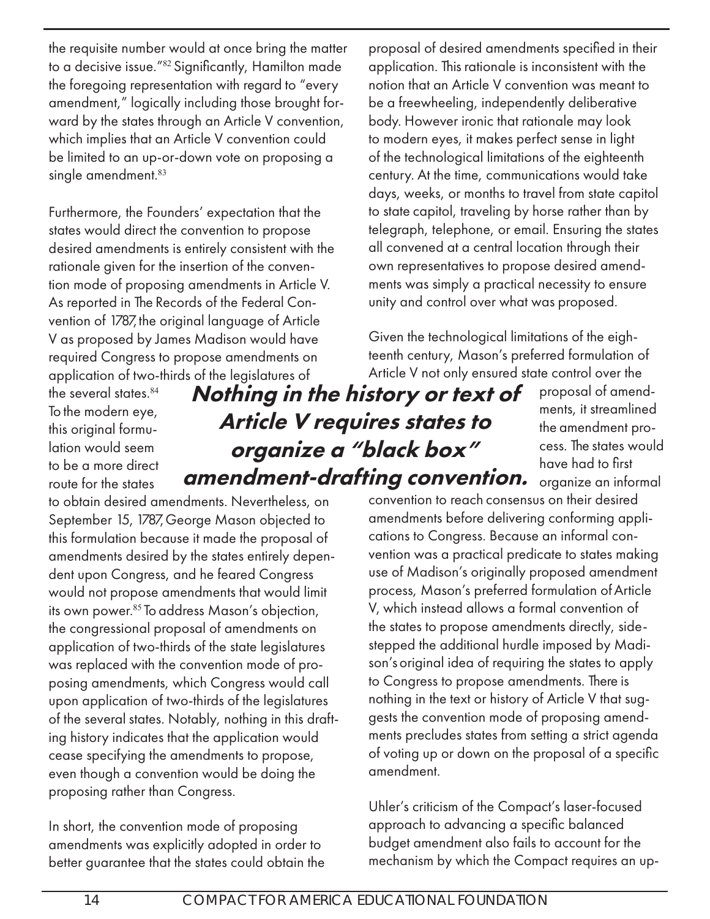the requisite number would at once bring the matter to a decisive issue."[82] Significantly, Hamilton made the foregoing representation with regard to "every amendment," logically including those brought forward by the states through an Article V convention, which implies that an Article V convention could be limited to an up-or-down vote on proposing a single amendment.[83]

Furthermore, the Founders' expectation that the states would direct the convention to propose desired amendments is entirely consistent with the rationale given for the insertion of the convention mode of proposing amendments in Article V. As reported in The Records of the Federal Convention of 1787, the original language of Article V as proposed by James Madison would have required Congress to propose amendments on application of two-thirds of the legislatures of the several states.[84] To the modern eye, this original formulation would seem to be a more direct route for the states to obtain desired amendments. Nevertheless, on September 15, 1787, George Mason objected to this formulation because it made the proposal of amendments desired by the states entirely dependent upon Congress, and he feared Congress would not propose amendments that would limit its own power.[85] To address Mason's objection, the congressional proposal of amendments on application of two-thirds of the state legislatures was replaced with the convention mode of proposing amendments, which Congress would call upon application of two-thirds of the legislatures of the several states. Notably, nothing in this drafting history indicates that the application would cease specifying the amendments to propose, even though a convention would be doing the proposing rather than Congress.

In short, the convention mode of proposing amendments was explicitly adopted in order to better guarantee that the states could obtain the proposal of desired amendments specified in their application. This rationale is inconsistent with the notion that an Article V convention was meant to be a freewheeling, independently deliberative body. However ironic that rationale may look to modern eyes, it makes perfect sense in light of the technological limitations of the eighteenth century. At the time, communications would take days, weeks, or months to travel from state capitol to state capitol, traveling by horse rather than by telegraph, telephone, or email. Ensuring the states all convened at a central location through their own representatives to propose desired amendments was simply a practical necessity to ensure unity and control over what was proposed.

**Nothing in the history or text of Article V requires states to organize a "black box" amendment-drafting convention.**

Given the technological limitations of the eighteenth century, Mason's preferred formulation of Article V not only ensured state control over the proposal of amendments, it streamlined the amendment process. The states would have had to first organize an informal convention to reach consensus on their desired amendments before delivering conforming applications to Congress. Because an informal convention was a practical predicate to states making use of Madison's originally proposed amendment process, Mason's preferred formulation of Article V, which instead allows a formal convention of the states to propose amendments directly, sidestepped the additional hurdle imposed by Madison's original idea of requiring the states to apply to Congress to propose amendments. There is nothing in the text or history of Article V that suggests the convention mode of proposing amendments precludes states from setting a strict agenda of voting up or down on the proposal of a specific amendment.

Uhler's criticism of the Compact's laser-focused approach to advancing a specific balanced budget amendment also fails to account for the mechanism by which the Compact requires an up-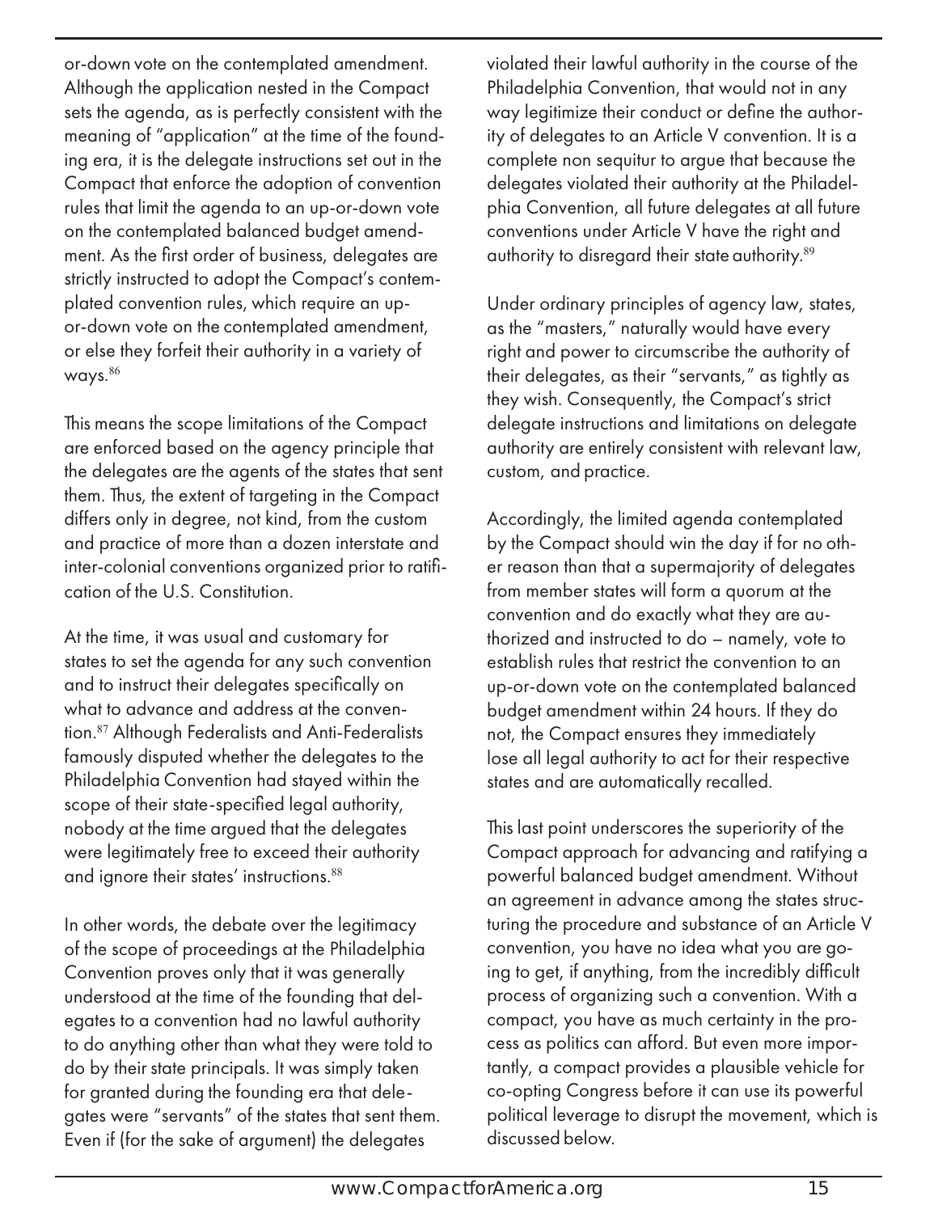or-down vote on the contemplated amendment. Although the application nested in the Compact sets the agenda, as is perfectly consistent with the meaning of "application" at the time of the founding era, it is the delegate instructions set out in the Compact that enforce the adoption of convention rules that limit the agenda to an up-or-down vote on the contemplated balanced budget amendment. As the first order of business, delegates are strictly instructed to adopt the Compact's contemplated convention rules, which require an up-or-down vote on the contemplated amendment, or else they forfeit their authority in a variety of ways.[86]

This means the scope limitations of the Compact are enforced based on the agency principle that the delegates are the agents of the states that sent them. Thus, the extent of targeting in the Compact differs only in degree, not kind, from the custom and practice of more than a dozen interstate and inter-colonial conventions organized prior to ratification of the U.S. Constitution.

At the time, it was usual and customary for states to set the agenda for any such convention and to instruct their delegates specifically on what to advance and address at the convention.[87] Although Federalists and Anti-Federalists famously disputed whether the delegates to the Philadelphia Convention had stayed within the scope of their state-specified legal authority, nobody at the time argued that the delegates were legitimately free to exceed their authority and ignore their states' instructions.[88]

In other words, the debate over the legitimacy of the scope of proceedings at the Philadelphia Convention proves only that it was generally understood at the time of the founding that delegates to a convention had no lawful authority to do anything other than what they were told to do by their state principals. It was simply taken for granted during the founding era that delegates were "servants" of the states that sent them. Even if (for the sake of argument) the delegates violated their lawful authority in the course of the Philadelphia Convention, that would not in any way legitimize their conduct or define the authority of delegates to an Article V convention. It is a complete non sequitur to argue that because the delegates violated their authority at the Philadelphia Convention, all future delegates at all future conventions under Article V have the right and authority to disregard their state authority.[89]

Under ordinary principles of agency law, states, as the "masters," naturally would have every right and power to circumscribe the authority of their delegates, as their "servants," as tightly as they wish. Consequently, the Compact's strict delegate instructions and limitations on delegate authority are entirely consistent with relevant law, custom, and practice.

Accordingly, the limited agenda contemplated by the Compact should win the day if for no other reason than that a supermajority of delegates from member states will form a quorum at the convention and do exactly what they are authorized and instructed to do – namely, vote to establish rules that restrict the convention to an up-or-down vote on the contemplated balanced budget amendment within 24 hours. If they do not, the Compact ensures they immediately lose all legal authority to act for their respective states and are automatically recalled.

This last point underscores the superiority of the Compact approach for advancing and ratifying a powerful balanced budget amendment. Without an agreement in advance among the states structuring the procedure and substance of an Article V convention, you have no idea what you are going to get, if anything, from the incredibly difficult process of organizing such a convention. With a compact, you have as much certainty in the process as politics can afford. But even more importantly, a compact provides a plausible vehicle for co-opting Congress before it can use its powerful political leverage to disrupt the movement, which is discussed below.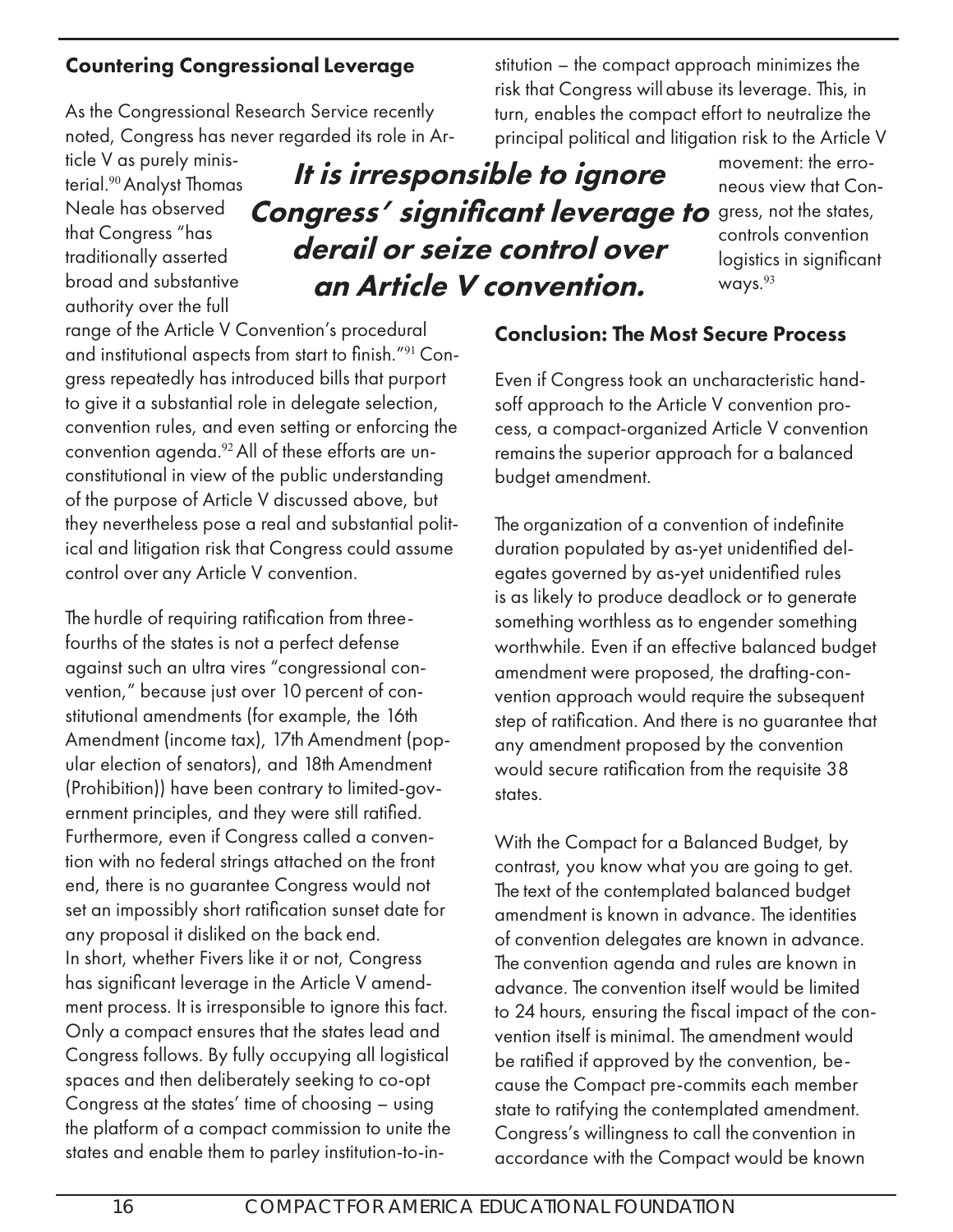### Countering Congressional Leverage

As the Congressional Research Service recently noted, Congress has never regarded its role in Article V as purely ministerial.[90] Analyst Thomas Neale has observed that Congress "has traditionally asserted broad and substantive authority over the full range of the Article V Convention's procedural and institutional aspects from start to finish."[91] Congress repeatedly has introduced bills that purport to give it a substantial role in delegate selection, convention rules, and even setting or enforcing the convention agenda.[92] All of these efforts are unconstitutional in view of the public understanding of the purpose of Article V discussed above, but they nevertheless pose a real and substantial political and litigation risk that Congress could assume control over any Article V convention.

***It is irresponsible to ignore Congress' significant leverage to derail or seize control over an Article V convention.***

The hurdle of requiring ratification from three-fourths of the states is not a perfect defense against such an ultra vires "congressional convention," because just over 10 percent of constitutional amendments (for example, the 16th Amendment (income tax), 17th Amendment (popular election of senators), and 18th Amendment (Prohibition)) have been contrary to limited-government principles, and they were still ratified. Furthermore, even if Congress called a convention with no federal strings attached on the front end, there is no guarantee Congress would not set an impossibly short ratification sunset date for any proposal it disliked on the back end.

In short, whether Fivers like it or not, Congress has significant leverage in the Article V amendment process. It is irresponsible to ignore this fact. Only a compact ensures that the states lead and Congress follows. By fully occupying all logistical spaces and then deliberately seeking to co-opt Congress at the states' time of choosing – using the platform of a compact commission to unite the states and enable them to parley institution-to-institution – the compact approach minimizes the risk that Congress will abuse its leverage. This, in turn, enables the compact effort to neutralize the principal political and litigation risk to the Article V movement: the erroneous view that Congress, not the states, controls convention logistics in significant ways.[93]

### Conclusion: The Most Secure Process

Even if Congress took an uncharacteristic hands-off approach to the Article V convention process, a compact-organized Article V convention remains the superior approach for a balanced budget amendment.

The organization of a convention of indefinite duration populated by as-yet unidentified delegates governed by as-yet unidentified rules is as likely to produce deadlock or to generate something worthless as to engender something worthwhile. Even if an effective balanced budget amendment were proposed, the drafting-convention approach would require the subsequent step of ratification. And there is no guarantee that any amendment proposed by the convention would secure ratification from the requisite 38 states.

With the Compact for a Balanced Budget, by contrast, you know what you are going to get. The text of the contemplated balanced budget amendment is known in advance. The identities of convention delegates are known in advance. The convention agenda and rules are known in advance. The convention itself would be limited to 24 hours, ensuring the fiscal impact of the convention itself is minimal. The amendment would be ratified if approved by the convention, because the Compact pre-commits each member state to ratifying the contemplated amendment. Congress's willingness to call the convention in accordance with the Compact would be known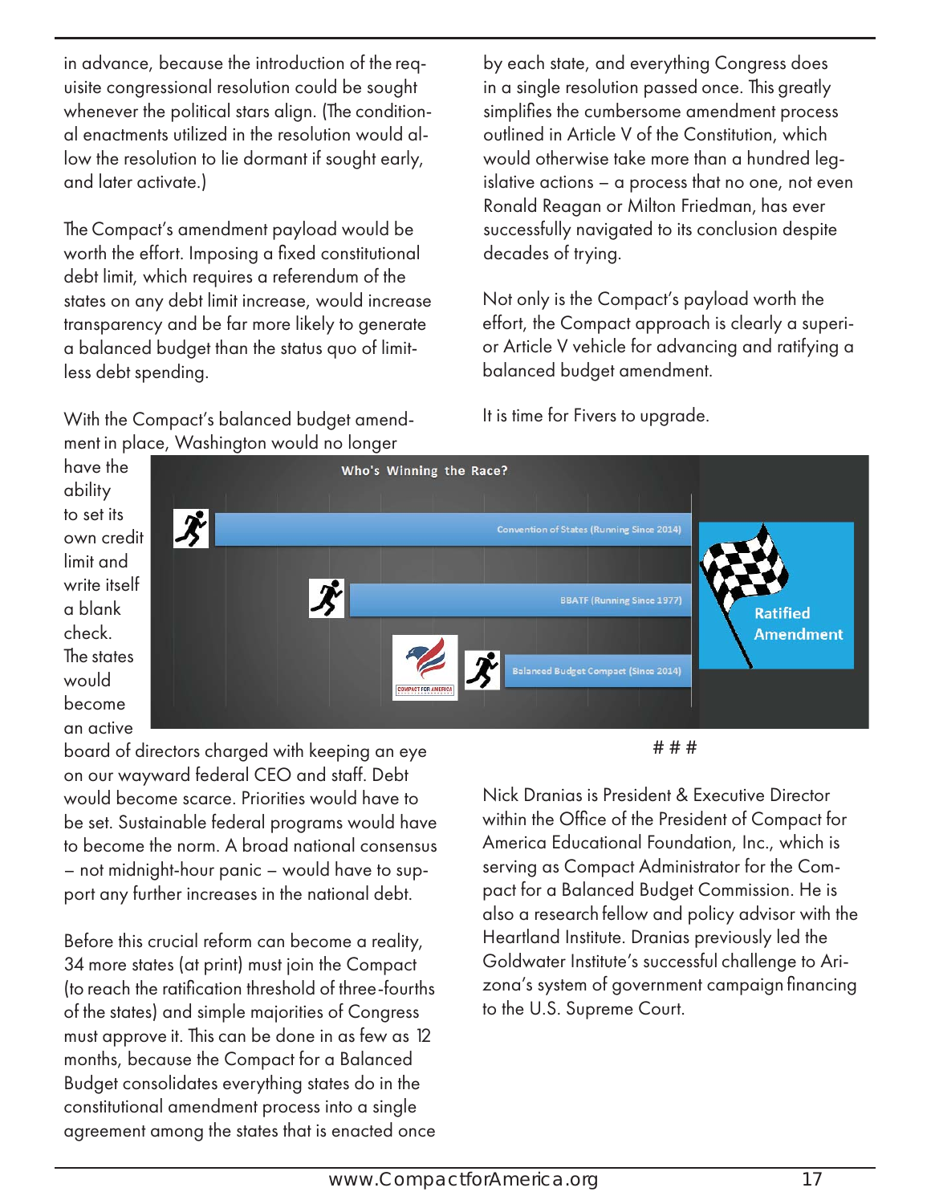in advance, because the introduction of the requisite congressional resolution could be sought whenever the political stars align. (The conditional enactments utilized in the resolution would allow the resolution to lie dormant if sought early, and later activate.)

The Compact's amendment payload would be worth the effort. Imposing a fixed constitutional debt limit, which requires a referendum of the states on any debt limit increase, would increase transparency and be far more likely to generate a balanced budget than the status quo of limitless debt spending.

With the Compact's balanced budget amendment in place, Washington would no longer have the ability to set its own credit limit and write itself a blank check. The states would become an active board of directors charged with keeping an eye on our wayward federal CEO and staff. Debt would become scarce. Priorities would have to be set. Sustainable federal programs would have to become the norm. A broad national consensus – not midnight-hour panic – would have to support any further increases in the national debt.

Before this crucial reform can become a reality, 34 more states (at print) must join the Compact (to reach the ratification threshold of three-fourths of the states) and simple majorities of Congress must approve it. This can be done in as few as 12 months, because the Compact for a Balanced Budget consolidates everything states do in the constitutional amendment process into a single agreement among the states that is enacted once by each state, and everything Congress does in a single resolution passed once. This greatly simplifies the cumbersome amendment process outlined in Article V of the Constitution, which would otherwise take more than a hundred legislative actions – a process that no one, not even Ronald Reagan or Milton Friedman, has ever successfully navigated to its conclusion despite decades of trying.

Not only is the Compact's payload worth the effort, the Compact approach is clearly a superior Article V vehicle for advancing and ratifying a balanced budget amendment.

It is time for Fivers to upgrade.

**Who's Winning the Race?**

- Convention of States (Running Since 2014)
- BBATF (Running Since 1977)
- Balanced Budget Compact (Since 2014)
- Ratified Amendment

# # #

Nick Dranias is President & Executive Director within the Office of the President of Compact for America Educational Foundation, Inc., which is serving as Compact Administrator for the Compact for a Balanced Budget Commission. He is also a research fellow and policy advisor with the Heartland Institute. Dranias previously led the Goldwater Institute's successful challenge to Arizona's system of government campaign financing to the U.S. Supreme Court.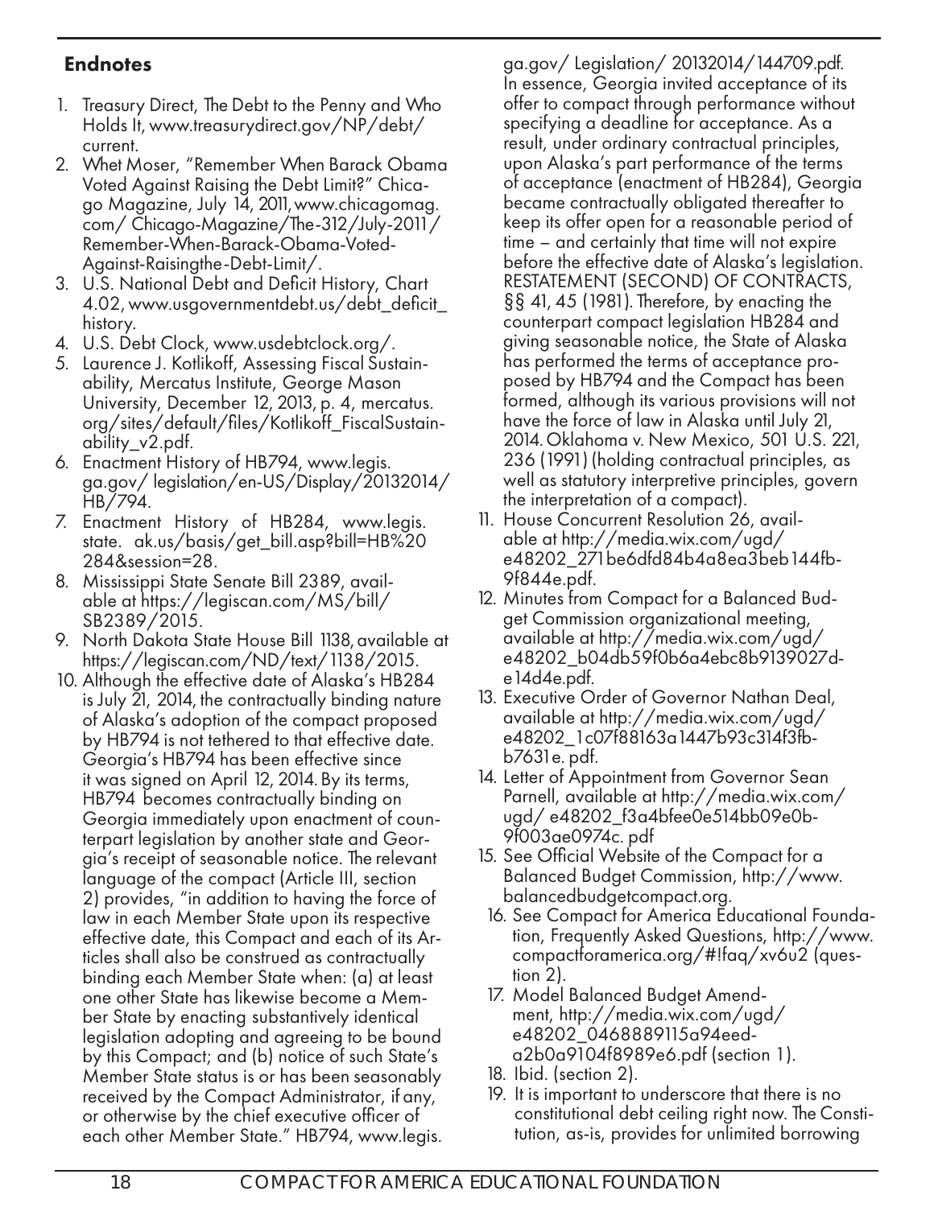## Endnotes

1. Treasury Direct, The Debt to the Penny and Who Holds It, www.treasurydirect.gov/NP/debt/current.
2. Whet Moser, "Remember When Barack Obama Voted Against Raising the Debt Limit?" Chicago Magazine, July 14, 2011, www.chicagomag.com/ Chicago-Magazine/The-312/July-2011/ Remember-When-Barack-Obama-Voted-Against-Raisingthe-Debt-Limit/.
3. U.S. National Debt and Deficit History, Chart 4.02, www.usgovernmentdebt.us/debt_deficit_history.
4. U.S. Debt Clock, www.usdebtclock.org/.
5. Laurence J. Kotlikoff, Assessing Fiscal Sustainability, Mercatus Institute, George Mason University, December 12, 2013, p. 4, mercatus.org/sites/default/files/Kotlikoff_FiscalSustainability_v2.pdf.
6. Enactment History of HB794, www.legis.ga.gov/ legislation/en-US/Display/20132014/HB/794.
7. Enactment History of HB284, www.legis.state. ak.us/basis/get_bill.asp?bill=HB%20 284&session=28.
8. Mississippi State Senate Bill 2389, available at https://legiscan.com/MS/bill/SB2389/2015.
9. North Dakota State House Bill 1138, available at https://legiscan.com/ND/text/1138/2015.
10. Although the effective date of Alaska's HB284 is July 21, 2014, the contractually binding nature of Alaska's adoption of the compact proposed by HB794 is not tethered to that effective date. Georgia's HB794 has been effective since it was signed on April 12, 2014. By its terms, HB794 becomes contractually binding on Georgia immediately upon enactment of counterpart legislation by another state and Georgia's receipt of seasonable notice. The relevant language of the compact (Article III, section 2) provides, "in addition to having the force of law in each Member State upon its respective effective date, this Compact and each of its Articles shall also be construed as contractually binding each Member State when: (a) at least one other State has likewise become a Member State by enacting substantively identical legislation adopting and agreeing to be bound by this Compact; and (b) notice of such State's Member State status is or has been seasonably received by the Compact Administrator, if any, or otherwise by the chief executive officer of each other Member State." HB794, www.legis.ga.gov/ Legislation/ 20132014/144709.pdf. In essence, Georgia invited acceptance of its offer to compact through performance without specifying a deadline for acceptance. As a result, under ordinary contractual principles, upon Alaska's part performance of the terms of acceptance (enactment of HB284), Georgia became contractually obligated thereafter to keep its offer open for a reasonable period of time – and certainly that time will not expire before the effective date of Alaska's legislation. RESTATEMENT (SECOND) OF CONTRACTS, §§ 41, 45 (1981). Therefore, by enacting the counterpart compact legislation HB284 and giving seasonable notice, the State of Alaska has performed the terms of acceptance proposed by HB794 and the Compact has been formed, although its various provisions will not have the force of law in Alaska until July 21, 2014. Oklahoma v. New Mexico, 501 U.S. 221, 236 (1991) (holding contractual principles, as well as statutory interpretive principles, govern the interpretation of a compact).
11. House Concurrent Resolution 26, available at http://media.wix.com/ugd/ e48202_271be6dfd84b4a8ea3beb144fb-9f844e.pdf.
12. Minutes from Compact for a Balanced Budget Commission organizational meeting, available at http://media.wix.com/ugd/ e48202_b04db59f0b6a4ebc8b9139027d-e14d4e.pdf.
13. Executive Order of Governor Nathan Deal, available at http://media.wix.com/ugd/ e48202_1c07f88163a1447b93c314f3fb-b7631e. pdf.
14. Letter of Appointment from Governor Sean Parnell, available at http://media.wix.com/ ugd/ e48202_f3a4bfee0e514bb09e0b-9f003ae0974c. pdf
15. See Official Website of the Compact for a Balanced Budget Commission, http://www.balancedbudgetcompact.org.
16. See Compact for America Educational Foundation, Frequently Asked Questions, http://www.compactforamerica.org/#!faq/xv6u2 (question 2).
17. Model Balanced Budget Amendment, http://media.wix.com/ugd/ e48202_0468889115a94eed-a2b0a9104f8989e6.pdf (section 1).
18. Ibid. (section 2).
19. It is important to underscore that there is no constitutional debt ceiling right now. The Constitution, as-is, provides for unlimited borrowing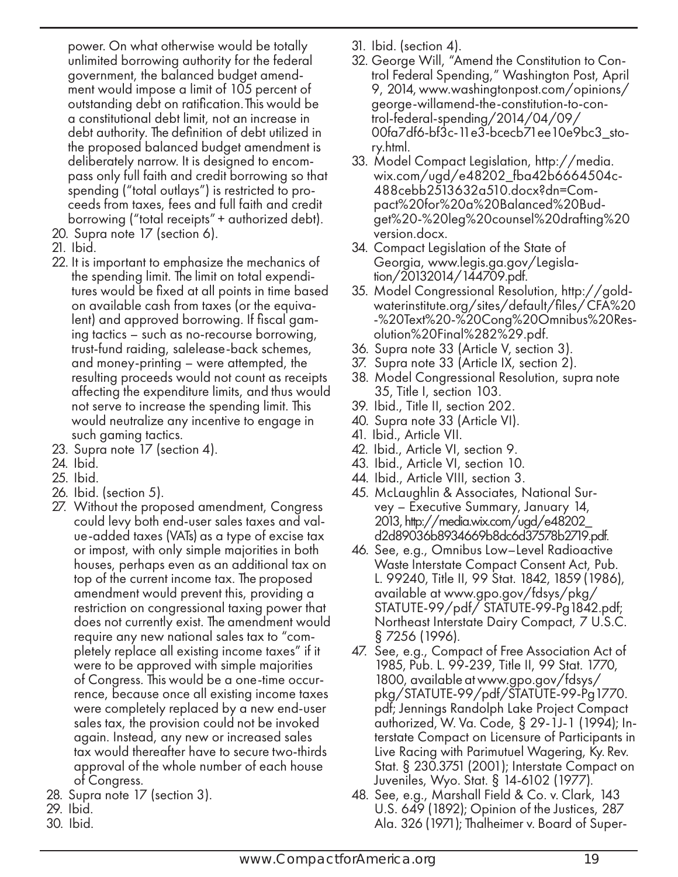power. On what otherwise would be totally unlimited borrowing authority for the federal government, the balanced budget amendment would impose a limit of 105 percent of outstanding debt on ratification. This would be a constitutional debt limit, not an increase in debt authority. The definition of debt utilized in the proposed balanced budget amendment is deliberately narrow. It is designed to encompass only full faith and credit borrowing so that spending ("total outlays") is restricted to proceeds from taxes, fees and full faith and credit borrowing ("total receipts" + authorized debt).

20. Supra note 17 (section 6).
21. Ibid.
22. It is important to emphasize the mechanics of the spending limit. The limit on total expenditures would be fixed at all points in time based on available cash from taxes (or the equivalent) and approved borrowing. If fiscal gaming tactics – such as no-recourse borrowing, trust-fund raiding, salelease-back schemes, and money-printing – were attempted, the resulting proceeds would not count as receipts affecting the expenditure limits, and thus would not serve to increase the spending limit. This would neutralize any incentive to engage in such gaming tactics.
23. Supra note 17 (section 4).
24. Ibid.
25. Ibid.
26. Ibid. (section 5).
27. Without the proposed amendment, Congress could levy both end-user sales taxes and value-added taxes (VATs) as a type of excise tax or impost, with only simple majorities in both houses, perhaps even as an additional tax on top of the current income tax. The proposed amendment would prevent this, providing a restriction on congressional taxing power that does not currently exist. The amendment would require any new national sales tax to "completely replace all existing income taxes" if it were to be approved with simple majorities of Congress. This would be a one-time occurrence, because once all existing income taxes were completely replaced by a new end-user sales tax, the provision could not be invoked again. Instead, any new or increased sales tax would thereafter have to secure two-thirds approval of the whole number of each house of Congress.
28. Supra note 17 (section 3).
29. Ibid.
30. Ibid.
31. Ibid. (section 4).
32. George Will, "Amend the Constitution to Control Federal Spending," Washington Post, April 9, 2014, www.washingtonpost.com/opinions/george-willamend-the-constitution-to-control-federal-spending/2014/04/09/00fa7df6-bf3c-11e3-bcecb71ee10e9bc3_story.html.
33. Model Compact Legislation, http://media.wix.com/ugd/e48202_fba42b6664504c488cebb2513632a510.docx?dn=Compact%20for%20a%20Balanced%20Budget%20-%20leg%20counsel%20drafting%20version.docx.
34. Compact Legislation of the State of Georgia, www.legis.ga.gov/Legislation/20132014/144709.pdf.
35. Model Congressional Resolution, http://goldwaterinstitute.org/sites/default/files/CFA%20-%20Text%20-%20Cong%20Omnibus%20Resolution%20Final%282%29.pdf.
36. Supra note 33 (Article V, section 3).
37. Supra note 33 (Article IX, section 2).
38. Model Congressional Resolution, supra note 35, Title I, section 103.
39. Ibid., Title II, section 202.
40. Supra note 33 (Article VI).
41. Ibid., Article VII.
42. Ibid., Article VI, section 9.
43. Ibid., Article VI, section 10.
44. Ibid., Article VIII, section 3.
45. McLaughlin & Associates, National Survey – Executive Summary, January 14, 2013, http://media.wix.com/ugd/e48202_d2d89036b8934669b8dc6d37578b2719.pdf.
46. See, e.g., Omnibus Low–Level Radioactive Waste Interstate Compact Consent Act, Pub. L. 99240, Title II, 99 Stat. 1842, 1859 (1986), available at www.gpo.gov/fdsys/pkg/STATUTE-99/pdf/STATUTE-99-Pg1842.pdf; Northeast Interstate Dairy Compact, 7 U.S.C. § 7256 (1996).
47. See, e.g., Compact of Free Association Act of 1985, Pub. L. 99-239, Title II, 99 Stat. 1770, 1800, available at www.gpo.gov/fdsys/pkg/STATUTE-99/pdf/STATUTE-99-Pg1770.pdf; Jennings Randolph Lake Project Compact authorized, W. Va. Code, § 29-1J-1 (1994); Interstate Compact on Licensure of Participants in Live Racing with Parimutuel Wagering, Ky. Rev. Stat. § 230.3751 (2001); Interstate Compact on Juveniles, Wyo. Stat. § 14-6102 (1977).
48. See, e.g., Marshall Field & Co. v. Clark, 143 U.S. 649 (1892); Opinion of the Justices, 287 Ala. 326 (1971); Thalheimer v. Board of Super-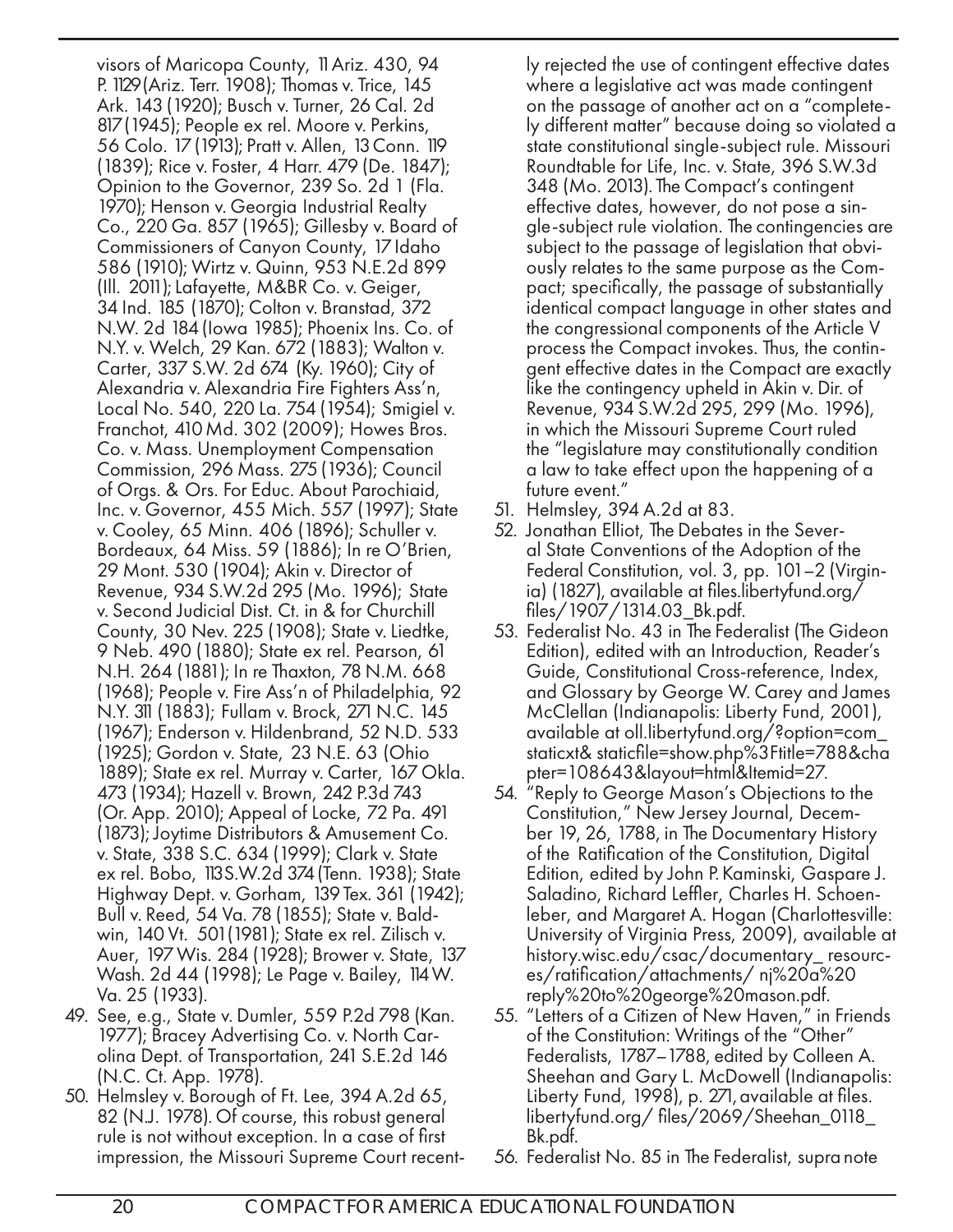visors of Maricopa County, 11 Ariz. 430, 94 P. 1129 (Ariz. Terr. 1908); Thomas v. Trice, 145 Ark. 143 (1920); Busch v. Turner, 26 Cal. 2d 817 (1945); People ex rel. Moore v. Perkins, 56 Colo. 17 (1913); Pratt v. Allen, 13 Conn. 119 (1839); Rice v. Foster, 4 Harr. 479 (De. 1847); Opinion to the Governor, 239 So. 2d 1 (Fla. 1970); Henson v. Georgia Industrial Realty Co., 220 Ga. 857 (1965); Gillesby v. Board of Commissioners of Canyon County, 17 Idaho 586 (1910); Wirtz v. Quinn, 953 N.E.2d 899 (Ill. 2011); Lafayette, M&BR Co. v. Geiger, 34 Ind. 185 (1870); Colton v. Branstad, 372 N.W. 2d 184 (Iowa 1985); Phoenix Ins. Co. of N.Y. v. Welch, 29 Kan. 672 (1883); Walton v. Carter, 337 S.W. 2d 674 (Ky. 1960); City of Alexandria v. Alexandria Fire Fighters Ass'n, Local No. 540, 220 La. 754 (1954); Smigiel v. Franchot, 410 Md. 302 (2009); Howes Bros. Co. v. Mass. Unemployment Compensation Commission, 296 Mass. 275 (1936); Council of Orgs. & Ors. For Educ. About Parochiaid, Inc. v. Governor, 455 Mich. 557 (1997); State v. Cooley, 65 Minn. 406 (1896); Schuller v. Bordeaux, 64 Miss. 59 (1886); In re O'Brien, 29 Mont. 530 (1904); Akin v. Director of Revenue, 934 S.W.2d 295 (Mo. 1996); State v. Second Judicial Dist. Ct. in & for Churchill County, 30 Nev. 225 (1908); State v. Liedtke, 9 Neb. 490 (1880); State ex rel. Pearson, 61 N.H. 264 (1881); In re Thaxton, 78 N.M. 668 (1968); People v. Fire Ass'n of Philadelphia, 92 N.Y. 311 (1883); Fullam v. Brock, 271 N.C. 145 (1967); Enderson v. Hildenbrand, 52 N.D. 533 (1925); Gordon v. State, 23 N.E. 63 (Ohio 1889); State ex rel. Murray v. Carter, 167 Okla. 473 (1934); Hazell v. Brown, 242 P.3d 743 (Or. App. 2010); Appeal of Locke, 72 Pa. 491 (1873); Joytime Distributors & Amusement Co. v. State, 338 S.C. 634 (1999); Clark v. State ex rel. Bobo, 113 S.W.2d 374 (Tenn. 1938); State Highway Dept. v. Gorham, 139 Tex. 361 (1942); Bull v. Reed, 54 Va. 78 (1855); State v. Baldwin, 140 Vt. 501 (1981); State ex rel. Zilisch v. Auer, 197 Wis. 284 (1928); Brower v. State, 137 Wash. 2d 44 (1998); Le Page v. Bailey, 114 W. Va. 25 (1933).

49. See, e.g., State v. Dumler, 559 P.2d 798 (Kan. 1977); Bracey Advertising Co. v. North Carolina Dept. of Transportation, 241 S.E.2d 146 (N.C. Ct. App. 1978).
50. Helmsley v. Borough of Ft. Lee, 394 A.2d 65, 82 (N.J. 1978). Of course, this robust general rule is not without exception. In a case of first impression, the Missouri Supreme Court recently rejected the use of contingent effective dates where a legislative act was made contingent on the passage of another act on a "completely different matter" because doing so violated a state constitutional single-subject rule. Missouri Roundtable for Life, Inc. v. State, 396 S.W.3d 348 (Mo. 2013). The Compact's contingent effective dates, however, do not pose a single-subject rule violation. The contingencies are subject to the passage of legislation that obviously relates to the same purpose as the Compact; specifically, the passage of substantially identical compact language in other states and the congressional components of the Article V process the Compact invokes. Thus, the contingent effective dates in the Compact are exactly like the contingency upheld in Akin v. Dir. of Revenue, 934 S.W.2d 295, 299 (Mo. 1996), in which the Missouri Supreme Court ruled the "legislature may constitutionally condition a law to take effect upon the happening of a future event."
51. Helmsley, 394 A.2d at 83.
52. Jonathan Elliot, The Debates in the Several State Conventions of the Adoption of the Federal Constitution, vol. 3, pp. 101–2 (Virginia) (1827), available at files.libertyfund.org/files/1907/1314.03_Bk.pdf.
53. Federalist No. 43 in The Federalist (The Gideon Edition), edited with an Introduction, Reader's Guide, Constitutional Cross-reference, Index, and Glossary by George W. Carey and James McClellan (Indianapolis: Liberty Fund, 2001), available at oll.libertyfund.org/?option=com_staticxt& staticfile=show.php%3Ftitle=788&chapter=108643&layout=html&Itemid=27.
54. "Reply to George Mason's Objections to the Constitution," New Jersey Journal, December 19, 26, 1788, in The Documentary History of the Ratification of the Constitution, Digital Edition, edited by John P. Kaminski, Gaspare J. Saladino, Richard Leffler, Charles H. Schoenleber, and Margaret A. Hogan (Charlottesville: University of Virginia Press, 2009), available at history.wisc.edu/csac/documentary_resources/ratification/attachments/ nj%20a%20reply%20to%20george%20mason.pdf.
55. "Letters of a Citizen of New Haven," in Friends of the Constitution: Writings of the "Other" Federalists, 1787–1788, edited by Colleen A. Sheehan and Gary L. McDowell (Indianapolis: Liberty Fund, 1998), p. 271, available at files.libertyfund.org/ files/2069/Sheehan_0118_Bk.pdf.
56. Federalist No. 85 in The Federalist, supra note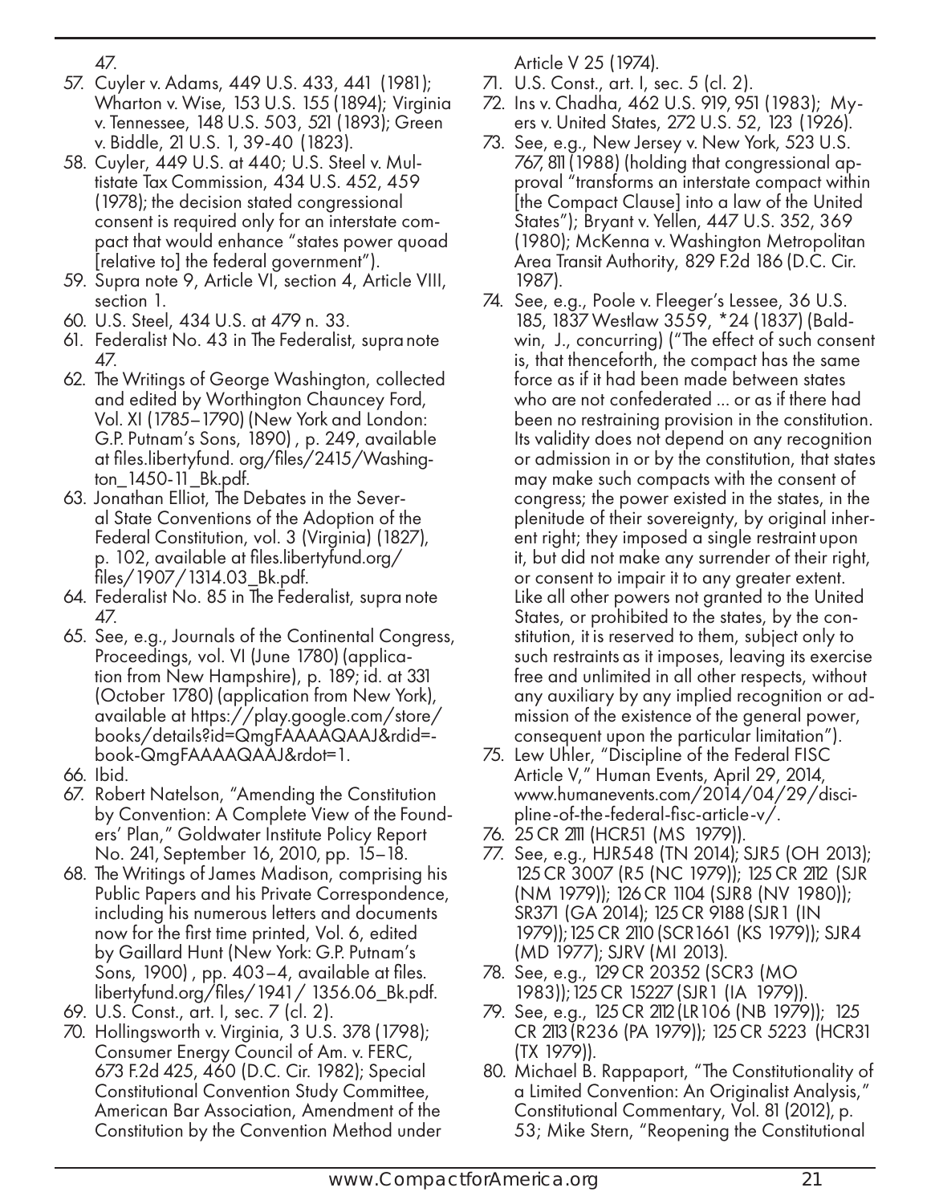47.

57. Cuyler v. Adams, 449 U.S. 433, 441 (1981); Wharton v. Wise, 153 U.S. 155 (1894); Virginia v. Tennessee, 148 U.S. 503, 521 (1893); Green v. Biddle, 21 U.S. 1, 39-40 (1823).
58. Cuyler, 449 U.S. at 440; U.S. Steel v. Multistate Tax Commission, 434 U.S. 452, 459 (1978); the decision stated congressional consent is required only for an interstate compact that would enhance "states power quoad [relative to] the federal government").
59. Supra note 9, Article VI, section 4, Article VIII, section 1.
60. U.S. Steel, 434 U.S. at 479 n. 33.
61. Federalist No. 43 in The Federalist, supra note 47.
62. The Writings of George Washington, collected and edited by Worthington Chauncey Ford, Vol. XI (1785–1790) (New York and London: G.P. Putnam's Sons, 1890), p. 249, available at files.libertyfund. org/files/2415/Washington_1450-11_Bk.pdf.
63. Jonathan Elliot, The Debates in the Several State Conventions of the Adoption of the Federal Constitution, vol. 3 (Virginia) (1827), p. 102, available at files.libertyfund.org/files/1907/1314.03_Bk.pdf.
64. Federalist No. 85 in The Federalist, supra note 47.
65. See, e.g., Journals of the Continental Congress, Proceedings, vol. VI (June 1780) (application from New Hampshire), p. 189; id. at 331 (October 1780) (application from New York), available at https://play.google.com/store/books/details?id=QmgFAAAAQAAJ&rdid=book-QmgFAAAAQAAJ&rdot=1.
66. Ibid.
67. Robert Natelson, "Amending the Constitution by Convention: A Complete View of the Founders' Plan," Goldwater Institute Policy Report No. 241, September 16, 2010, pp. 15–18.
68. The Writings of James Madison, comprising his Public Papers and his Private Correspondence, including his numerous letters and documents now for the first time printed, Vol. 6, edited by Gaillard Hunt (New York: G.P. Putnam's Sons, 1900), pp. 403–4, available at files.libertyfund.org/files/1941/ 1356.06_Bk.pdf.
69. U.S. Const., art. I, sec. 7 (cl. 2).
70. Hollingsworth v. Virginia, 3 U.S. 378 (1798); Consumer Energy Council of Am. v. FERC, 673 F.2d 425, 460 (D.C. Cir. 1982); Special Constitutional Convention Study Committee, American Bar Association, Amendment of the Constitution by the Convention Method under Article V 25 (1974).
71. U.S. Const., art. I, sec. 5 (cl. 2).
72. Ins v. Chadha, 462 U.S. 919, 951 (1983); Myers v. United States, 272 U.S. 52, 123 (1926).
73. See, e.g., New Jersey v. New York, 523 U.S. 767, 811 (1988) (holding that congressional approval "transforms an interstate compact within [the Compact Clause] into a law of the United States"); Bryant v. Yellen, 447 U.S. 352, 369 (1980); McKenna v. Washington Metropolitan Area Transit Authority, 829 F.2d 186 (D.C. Cir. 1987).
74. See, e.g., Poole v. Fleeger's Lessee, 36 U.S. 185, 1837 Westlaw 3559, *24 (1837) (Baldwin, J., concurring) ("The effect of such consent is, that thenceforth, the compact has the same force as if it had been made between states who are not confederated ... or as if there had been no restraining provision in the constitution. Its validity does not depend on any recognition or admission in or by the constitution, that states may make such compacts with the consent of congress; the power existed in the states, in the plenitude of their sovereignty, by original inherent right; they imposed a single restraint upon it, but did not make any surrender of their right, or consent to impair it to any greater extent. Like all other powers not granted to the United States, or prohibited to the states, by the constitution, it is reserved to them, subject only to such restraints as it imposes, leaving its exercise free and unlimited in all other respects, without any auxiliary by any implied recognition or admission of the existence of the general power, consequent upon the particular limitation").
75. Lew Uhler, "Discipline of the Federal FISC Article V," Human Events, April 29, 2014, www.humanevents.com/2014/04/29/discipline-of-the-federal-fisc-article-v/.
76. 25 CR 2111 (HCR51 (MS 1979)).
77. See, e.g., HJR548 (TN 2014); SJR5 (OH 2013); 125 CR 3007 (R5 (NC 1979)); 125 CR 2112 (SJR (NM 1979)); 126 CR 1104 (SJR8 (NV 1980)); SR371 (GA 2014); 125 CR 9188 (SJR1 (IN 1979)); 125 CR 2110 (SCR1661 (KS 1979)); SJR4 (MD 1977); SJRV (MI 2013).
78. See, e.g., 129 CR 20352 (SCR3 (MO 1983)); 125 CR 15227 (SJR1 (IA 1979)).
79. See, e.g., 125 CR 2112 (LR106 (NB 1979)); 125 CR 2113 (R236 (PA 1979)); 125 CR 5223 (HCR31 (TX 1979)).
80. Michael B. Rappaport, "The Constitutionality of a Limited Convention: An Originalist Analysis," Constitutional Commentary, Vol. 81 (2012), p. 53; Mike Stern, "Reopening the Constitutional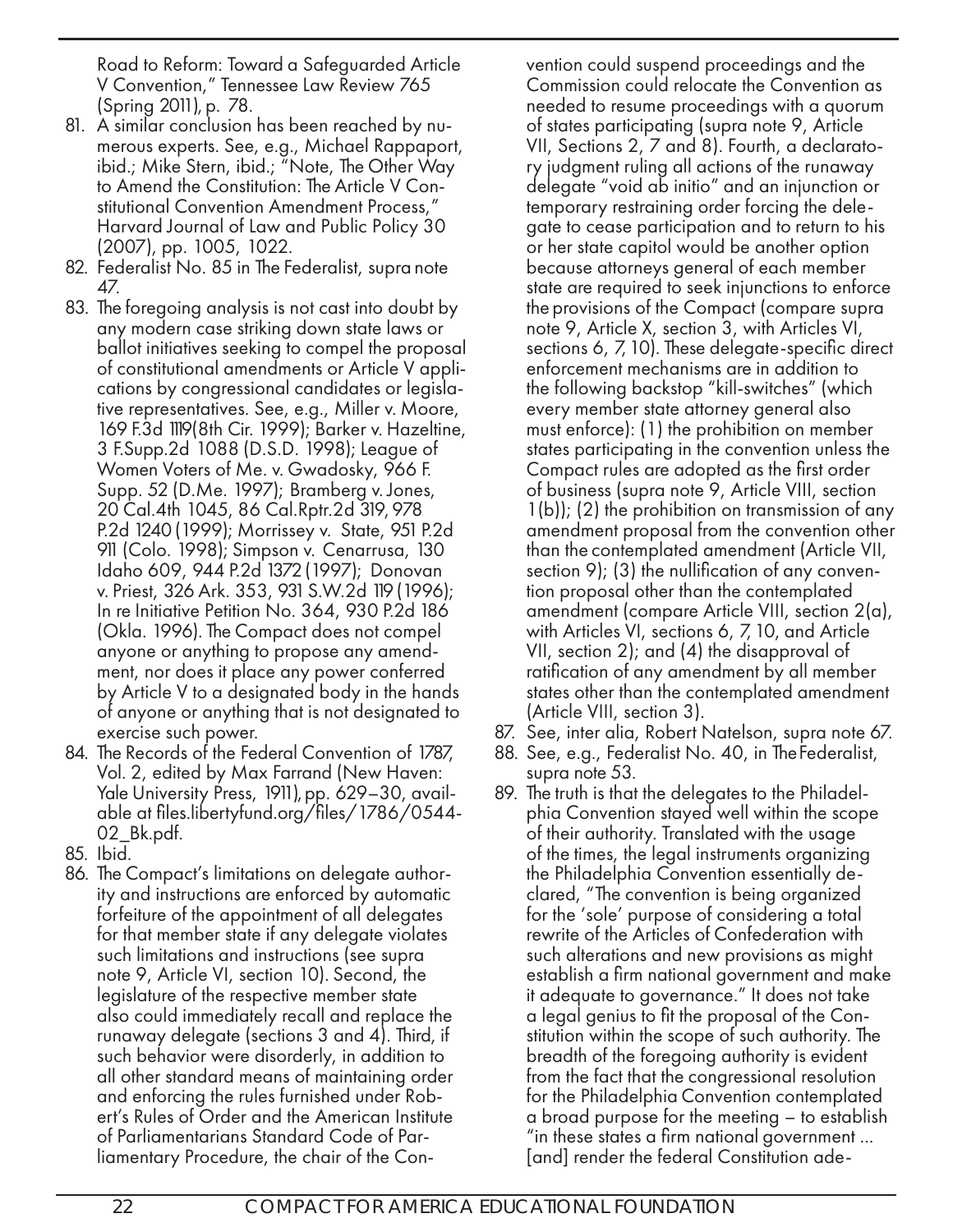Road to Reform: Toward a Safeguarded Article V Convention," Tennessee Law Review 765 (Spring 2011), p. 78.

81. A similar conclusion has been reached by numerous experts. See, e.g., Michael Rappaport, ibid.; Mike Stern, ibid.; "Note, The Other Way to Amend the Constitution: The Article V Constitutional Convention Amendment Process," Harvard Journal of Law and Public Policy 30 (2007), pp. 1005, 1022.
82. Federalist No. 85 in The Federalist, supra note 47.
83. The foregoing analysis is not cast into doubt by any modern case striking down state laws or ballot initiatives seeking to compel the proposal of constitutional amendments or Article V applications by congressional candidates or legislative representatives. See, e.g., Miller v. Moore, 169 F.3d 1119(8th Cir. 1999); Barker v. Hazeltine, 3 F.Supp.2d 1088 (D.S.D. 1998); League of Women Voters of Me. v. Gwadosky, 966 F. Supp. 52 (D.Me. 1997); Bramberg v. Jones, 20 Cal.4th 1045, 86 Cal.Rptr.2d 319, 978 P.2d 1240 (1999); Morrissey v. State, 951 P.2d 911 (Colo. 1998); Simpson v. Cenarrusa, 130 Idaho 609, 944 P.2d 1372 (1997); Donovan v. Priest, 326 Ark. 353, 931 S.W.2d 119 (1996); In re Initiative Petition No. 364, 930 P.2d 186 (Okla. 1996). The Compact does not compel anyone or anything to propose any amendment, nor does it place any power conferred by Article V to a designated body in the hands of anyone or anything that is not designated to exercise such power.
84. The Records of the Federal Convention of 1787, Vol. 2, edited by Max Farrand (New Haven: Yale University Press, 1911), pp. 629–30, available at files.libertyfund.org/files/1786/0544-02_Bk.pdf.
85. Ibid.
86. The Compact's limitations on delegate authority and instructions are enforced by automatic forfeiture of the appointment of all delegates for that member state if any delegate violates such limitations and instructions (see supra note 9, Article VI, section 10). Second, the legislature of the respective member state also could immediately recall and replace the runaway delegate (sections 3 and 4). Third, if such behavior were disorderly, in addition to all other standard means of maintaining order and enforcing the rules furnished under Robert's Rules of Order and the American Institute of Parliamentarians Standard Code of Parliamentary Procedure, the chair of the Convention could suspend proceedings and the Commission could relocate the Convention as needed to resume proceedings with a quorum of states participating (supra note 9, Article VII, Sections 2, 7 and 8). Fourth, a declaratory judgment ruling all actions of the runaway delegate "void ab initio" and an injunction or temporary restraining order forcing the delegate to cease participation and to return to his or her state capitol would be another option because attorneys general of each member state are required to seek injunctions to enforce the provisions of the Compact (compare supra note 9, Article X, section 3, with Articles VI, sections 6, 7, 10). These delegate-specific direct enforcement mechanisms are in addition to the following backstop "kill-switches" (which every member state attorney general also must enforce): (1) the prohibition on member states participating in the convention unless the Compact rules are adopted as the first order of business (supra note 9, Article VIII, section 1(b)); (2) the prohibition on transmission of any amendment proposal from the convention other than the contemplated amendment (Article VII, section 9); (3) the nullification of any convention proposal other than the contemplated amendment (compare Article VIII, section 2(a), with Articles VI, sections 6, 7, 10, and Article VII, section 2); and (4) the disapproval of ratification of any amendment by all member states other than the contemplated amendment (Article VIII, section 3).
87. See, inter alia, Robert Natelson, supra note 67.
88. See, e.g., Federalist No. 40, in The Federalist, supra note 53.
89. The truth is that the delegates to the Philadelphia Convention stayed well within the scope of their authority. Translated with the usage of the times, the legal instruments organizing the Philadelphia Convention essentially declared, "The convention is being organized for the 'sole' purpose of considering a total rewrite of the Articles of Confederation with such alterations and new provisions as might establish a firm national government and make it adequate to governance." It does not take a legal genius to fit the proposal of the Constitution within the scope of such authority. The breadth of the foregoing authority is evident from the fact that the congressional resolution for the Philadelphia Convention contemplated a broad purpose for the meeting – to establish "in these states a firm national government ... [and] render the federal Constitution ade-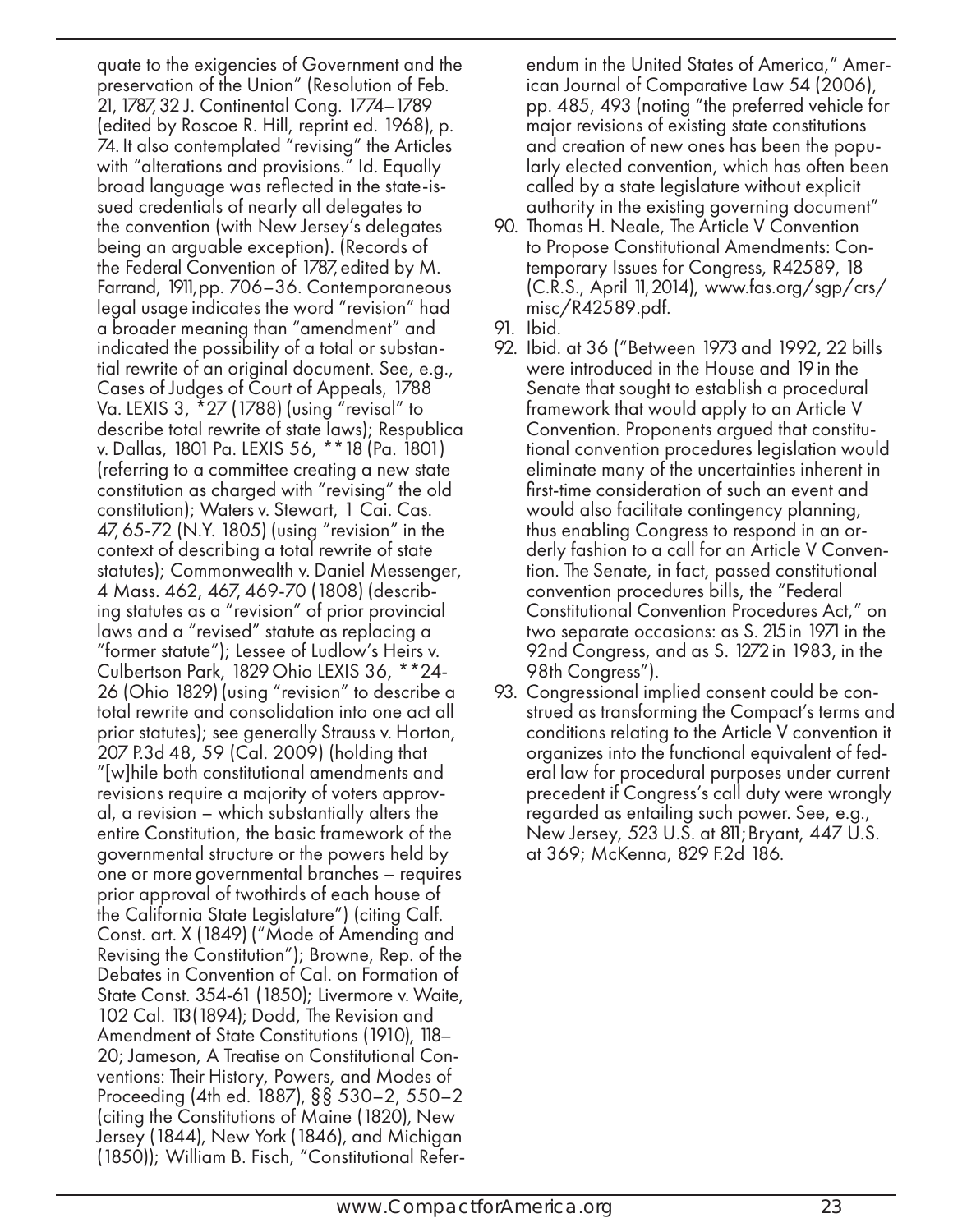quate to the exigencies of Government and the preservation of the Union" (Resolution of Feb. 21, 1787, 32 J. Continental Cong. 1774–1789 (edited by Roscoe R. Hill, reprint ed. 1968), p. 74. It also contemplated "revising" the Articles with "alterations and provisions." Id. Equally broad language was reflected in the state-issued credentials of nearly all delegates to the convention (with New Jersey's delegates being an arguable exception). (Records of the Federal Convention of 1787, edited by M. Farrand, 1911, pp. 706–36. Contemporaneous legal usage indicates the word "revision" had a broader meaning than "amendment" and indicated the possibility of a total or substantial rewrite of an original document. See, e.g., Cases of Judges of Court of Appeals, 1788 Va. LEXIS 3, *27 (1788) (using "revisal" to describe total rewrite of state laws); Respublica v. Dallas, 1801 Pa. LEXIS 56, **18 (Pa. 1801) (referring to a committee creating a new state constitution as charged with "revising" the old constitution); Waters v. Stewart, 1 Cai. Cas. 47, 65-72 (N.Y. 1805) (using "revision" in the context of describing a total rewrite of state statutes); Commonwealth v. Daniel Messenger, 4 Mass. 462, 467, 469-70 (1808) (describing statutes as a "revision" of prior provincial laws and a "revised" statute as replacing a "former statute"); Lessee of Ludlow's Heirs v. Culbertson Park, 1829 Ohio LEXIS 36, **24-26 (Ohio 1829) (using "revision" to describe a total rewrite and consolidation into one act all prior statutes); see generally Strauss v. Horton, 207 P.3d 48, 59 (Cal. 2009) (holding that "[w]hile both constitutional amendments and revisions require a majority of voters approval, a revision – which substantially alters the entire Constitution, the basic framework of the governmental structure or the powers held by one or more governmental branches – requires prior approval of twothirds of each house of the California State Legislature") (citing Calf. Const. art. X (1849) ("Mode of Amending and Revising the Constitution"); Browne, Rep. of the Debates in Convention of Cal. on Formation of State Const. 354-61 (1850); Livermore v. Waite, 102 Cal. 113 (1894); Dodd, The Revision and Amendment of State Constitutions (1910), 118–20; Jameson, A Treatise on Constitutional Conventions: Their History, Powers, and Modes of Proceeding (4th ed. 1887), §§ 530–2, 550–2 (citing the Constitutions of Maine (1820), New Jersey (1844), New York (1846), and Michigan (1850)); William B. Fisch, "Constitutional Referendum in the United States of America," American Journal of Comparative Law 54 (2006), pp. 485, 493 (noting "the preferred vehicle for major revisions of existing state constitutions and creation of new ones has been the popularly elected convention, which has often been called by a state legislature without explicit authority in the existing governing document"

90. Thomas H. Neale, The Article V Convention to Propose Constitutional Amendments: Contemporary Issues for Congress, R42589, 18 (C.R.S., April 11, 2014), www.fas.org/sgp/crs/misc/R42589.pdf.
91. Ibid.
92. Ibid. at 36 ("Between 1973 and 1992, 22 bills were introduced in the House and 19 in the Senate that sought to establish a procedural framework that would apply to an Article V Convention. Proponents argued that constitutional convention procedures legislation would eliminate many of the uncertainties inherent in first-time consideration of such an event and would also facilitate contingency planning, thus enabling Congress to respond in an orderly fashion to a call for an Article V Convention. The Senate, in fact, passed constitutional convention procedures bills, the "Federal Constitutional Convention Procedures Act," on two separate occasions: as S. 215 in 1971 in the 92nd Congress, and as S. 1272 in 1983, in the 98th Congress").
93. Congressional implied consent could be construed as transforming the Compact's terms and conditions relating to the Article V convention it organizes into the functional equivalent of federal law for procedural purposes under current precedent if Congress's call duty were wrongly regarded as entailing such power. See, e.g., New Jersey, 523 U.S. at 811; Bryant, 447 U.S. at 369; McKenna, 829 F.2d 186.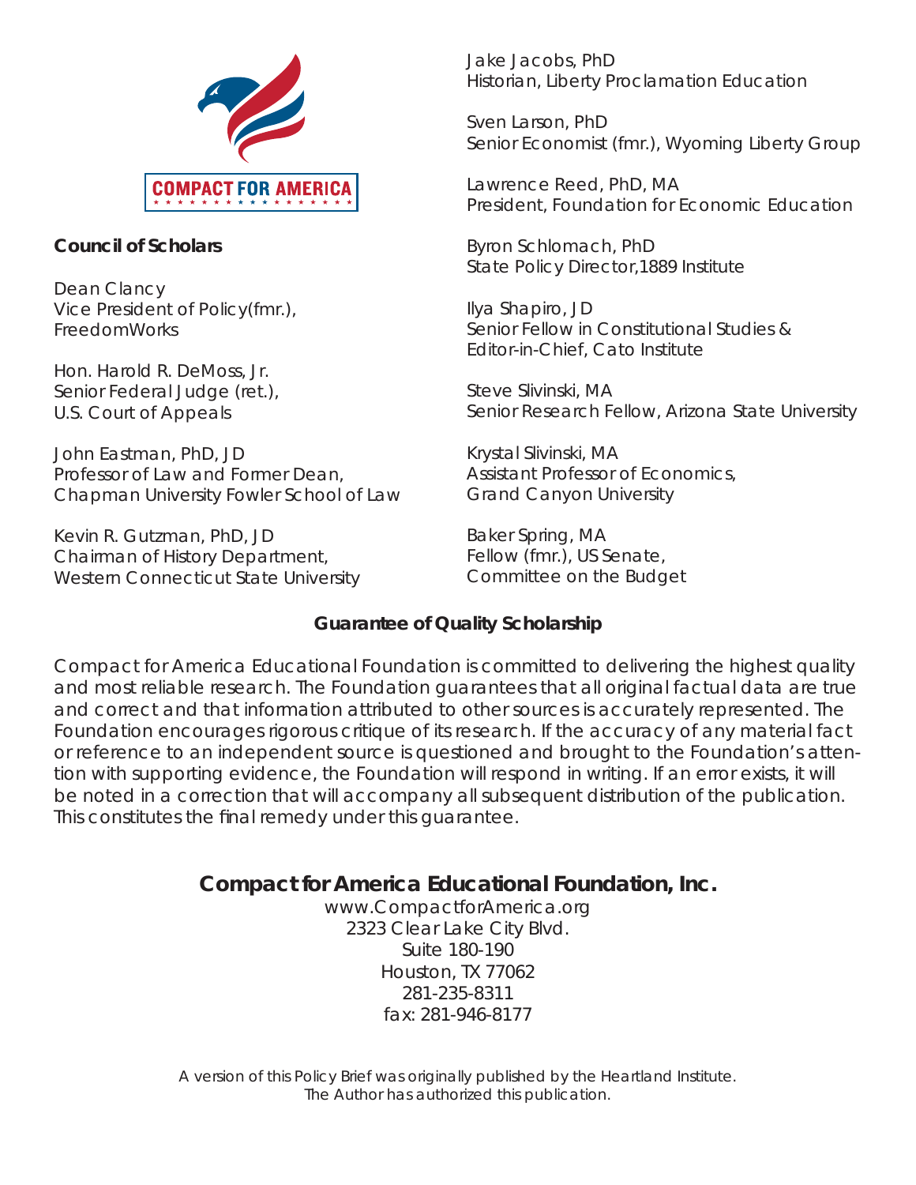COMPACT FOR AMERICA

**Council of Scholars**

Dean Clancy
Vice President of Policy(fmr.),
FreedomWorks

Hon. Harold R. DeMoss, Jr.
Senior Federal Judge (ret.),
U.S. Court of Appeals

John Eastman, PhD, JD
Professor of Law and Former Dean,
Chapman University Fowler School of Law

Kevin R. Gutzman, PhD, JD
Chairman of History Department,
Western Connecticut State University

Jake Jacobs, PhD
Historian, Liberty Proclamation Education

Sven Larson, PhD
Senior Economist (fmr.), Wyoming Liberty Group

Lawrence Reed, PhD, MA
President, Foundation for Economic Education

Byron Schlomach, PhD
State Policy Director,1889 Institute

Ilya Shapiro, JD
Senior Fellow in Constitutional Studies &
Editor-in-Chief, Cato Institute

Steve Slivinski, MA
Senior Research Fellow, Arizona State University

Krystal Slivinski, MA
Assistant Professor of Economics,
Grand Canyon University

Baker Spring, MA
Fellow (fmr.), US Senate,
Committee on the Budget

**Guarantee of Quality Scholarship**

Compact for America Educational Foundation is committed to delivering the highest quality and most reliable research. The Foundation guarantees that all original factual data are true and correct and that information attributed to other sources is accurately represented. The Foundation encourages rigorous critique of its research. If the accuracy of any material fact or reference to an independent source is questioned and brought to the Foundation's attention with supporting evidence, the Foundation will respond in writing. If an error exists, it will be noted in a correction that will accompany all subsequent distribution of the publication. This constitutes the final remedy under this guarantee.

## Compact for America Educational Foundation, Inc.

www.CompactforAmerica.org
2323 Clear Lake City Blvd.
Suite 180-190
Houston, TX 77062
281-235-8311
fax: 281-946-8177

A version of this Policy Brief was originally published by the Heartland Institute.
The Author has authorized this publication.